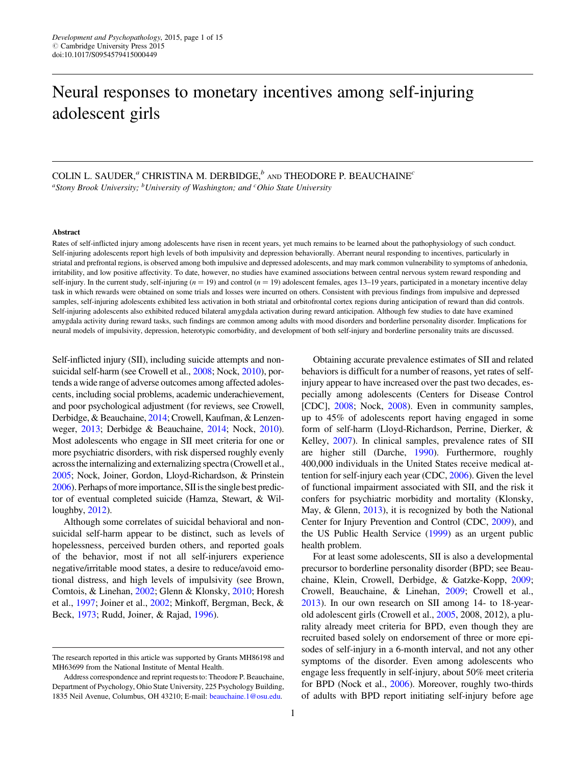# Neural responses to monetary incentives among self-injuring adolescent girls

COLIN L. SAUDER,[a] CHRISTINA M. DERBIDGE,[b] AND THEODORE P. BEAUCHAINE[c]

[a]Stony Brook University; [b]University of Washington; and [c]Ohio State University

## Abstract

Rates of self-inflicted injury among adolescents have risen in recent years, yet much remains to be learned about the pathophysiology of such conduct. Self-injuring adolescents report high levels of both impulsivity and depression behaviorally. Aberrant neural responding to incentives, particularly in striatal and prefrontal regions, is observed among both impulsive and depressed adolescents, and may mark common vulnerability to symptoms of anhedonia, irritability, and low positive affectivity. To date, however, no studies have examined associations between central nervous system reward responding and self-injury. In the current study, self-injuring ($n = 19$) and control ($n = 19$) adolescent females, ages 13–19 years, participated in a monetary incentive delay task in which rewards were obtained on some trials and losses were incurred on others. Consistent with previous findings from impulsive and depressed samples, self-injuring adolescents exhibited less activation in both striatal and orbitofrontal cortex regions during anticipation of reward than did controls. Self-injuring adolescents also exhibited reduced bilateral amygdala activation during reward anticipation. Although few studies to date have examined amygdala activity during reward tasks, such findings are common among adults with mood disorders and borderline personality disorder. Implications for neural models of impulsivity, depression, heterotypic comorbidity, and development of both self-injury and borderline personality traits are discussed.

Self-inflicted injury (SII), including suicide attempts and nonsuicidal self-harm (see Crowell et al., 2008; Nock, 2010), portends a wide range of adverse outcomes among affected adolescents, including social problems, academic underachievement, and poor psychological adjustment (for reviews, see Crowell, Derbidge, & Beauchaine, 2014; Crowell, Kaufman, & Lenzenweger, 2013; Derbidge & Beauchaine, 2014; Nock, 2010). Most adolescents who engage in SII meet criteria for one or more psychiatric disorders, with risk dispersed roughly evenly across the internalizing and externalizing spectra (Crowell et al., 2005; Nock, Joiner, Gordon, Lloyd-Richardson, & Prinstein 2006). Perhaps of more importance, SII is the single best predictor of eventual completed suicide (Hamza, Stewart, & Willoughby, 2012).

Although some correlates of suicidal behavioral and nonsuicidal self-harm appear to be distinct, such as levels of hopelessness, perceived burden others, and reported goals of the behavior, most if not all self-injurers experience negative/irritable mood states, a desire to reduce/avoid emotional distress, and high levels of impulsivity (see Brown, Comtois, & Linehan, 2002; Glenn & Klonsky, 2010; Horesh et al., 1997; Joiner et al., 2002; Minkoff, Bergman, Beck, & Beck, 1973; Rudd, Joiner, & Rajad, 1996).

Obtaining accurate prevalence estimates of SII and related behaviors is difficult for a number of reasons, yet rates of self-injury appear to have increased over the past two decades, especially among adolescents (Centers for Disease Control [CDC], 2008; Nock, 2008). Even in community samples, up to 45% of adolescents report having engaged in some form of self-harm (Lloyd-Richardson, Perrine, Dierker, & Kelley, 2007). In clinical samples, prevalence rates of SII are higher still (Darche, 1990). Furthermore, roughly 400,000 individuals in the United States receive medical attention for self-injury each year (CDC, 2006). Given the level of functional impairment associated with SII, and the risk it confers for psychiatric morbidity and mortality (Klonsky, May, & Glenn, 2013), it is recognized by both the National Center for Injury Prevention and Control (CDC, 2009), and the US Public Health Service (1999) as an urgent public health problem.

For at least some adolescents, SII is also a developmental precursor to borderline personality disorder (BPD; see Beauchaine, Klein, Crowell, Derbidge, & Gatzke-Kopp, 2009; Crowell, Beauchaine, & Linehan, 2009; Crowell et al., 2013). In our own research on SII among 14- to 18-year-old adolescent girls (Crowell et al., 2005, 2008, 2012), a plurality already meet criteria for BPD, even though they are recruited based solely on endorsement of three or more episodes of self-injury in a 6-month interval, and not any other symptoms of the disorder. Even among adolescents who engage less frequently in self-injury, about 50% meet criteria for BPD (Nock et al., 2006). Moreover, roughly two-thirds of adults with BPD report initiating self-injury before age

---

The research reported in this article was supported by Grants MH86198 and MH63699 from the National Institute of Mental Health.

Address correspondence and reprint requests to: Theodore P. Beauchaine, Department of Psychology, Ohio State University, 225 Psychology Building, 1835 Neil Avenue, Columbus, OH 43210; E-mail: beauchaine.1@osu.edu.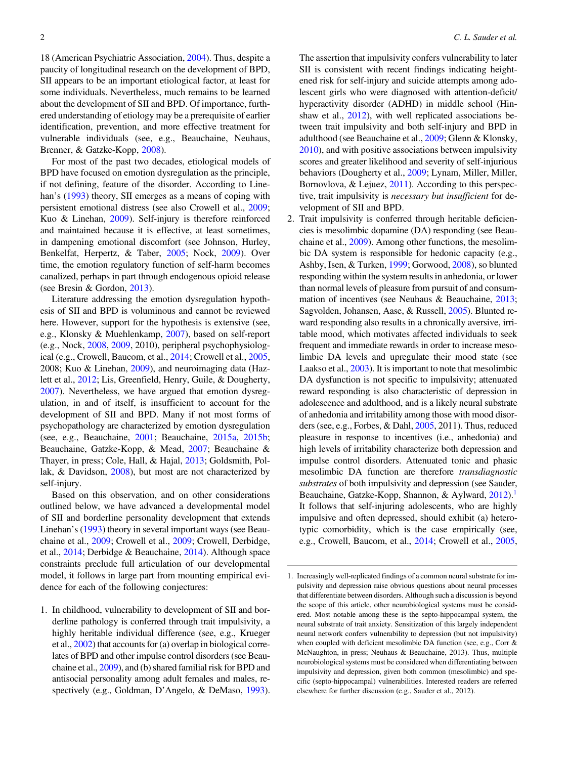18 (American Psychiatric Association, 2004). Thus, despite a paucity of longitudinal research on the development of BPD, SII appears to be an important etiological factor, at least for some individuals. Nevertheless, much remains to be learned about the development of SII and BPD. Of importance, furthered understanding of etiology may be a prerequisite of earlier identification, prevention, and more effective treatment for vulnerable individuals (see, e.g., Beauchaine, Neuhaus, Brenner, & Gatzke-Kopp, 2008).

For most of the past two decades, etiological models of BPD have focused on emotion dysregulation as the principle, if not defining, feature of the disorder. According to Linehan's (1993) theory, SII emerges as a means of coping with persistent emotional distress (see also Crowell et al., 2009; Kuo & Linehan, 2009). Self-injury is therefore reinforced and maintained because it is effective, at least sometimes, in dampening emotional discomfort (see Johnson, Hurley, Benkelfat, Herpertz, & Taber, 2005; Nock, 2009). Over time, the emotion regulatory function of self-harm becomes canalized, perhaps in part through endogenous opioid release (see Bresin & Gordon, 2013).

Literature addressing the emotion dysregulation hypothesis of SII and BPD is voluminous and cannot be reviewed here. However, support for the hypothesis is extensive (see, e.g., Klonsky & Muehlenkamp, 2007), based on self-report (e.g., Nock, 2008, 2009, 2010), peripheral psychophysiological (e.g., Crowell, Baucom, et al., 2014; Crowell et al., 2005, 2008; Kuo & Linehan, 2009), and neuroimaging data (Hazlett et al., 2012; Lis, Greenfield, Henry, Guile, & Dougherty, 2007). Nevertheless, we have argued that emotion dysregulation, in and of itself, is insufficient to account for the development of SII and BPD. Many if not most forms of psychopathology are characterized by emotion dysregulation (see, e.g., Beauchaine, 2001; Beauchaine, 2015a, 2015b; Beauchaine, Gatzke-Kopp, & Mead, 2007; Beauchaine & Thayer, in press; Cole, Hall, & Hajal, 2013; Goldsmith, Pollak, & Davidson, 2008), but most are not characterized by self-injury.

Based on this observation, and on other considerations outlined below, we have advanced a developmental model of SII and borderline personality development that extends Linehan's (1993) theory in several important ways (see Beauchaine et al., 2009; Crowell et al., 2009; Crowell, Derbidge, et al., 2014; Derbidge & Beauchaine, 2014). Although space constraints preclude full articulation of our developmental model, it follows in large part from mounting empirical evidence for each of the following conjectures:

1. In childhood, vulnerability to development of SII and borderline pathology is conferred through trait impulsivity, a highly heritable individual difference (see, e.g., Krueger et al., 2002) that accounts for (a) overlap in biological correlates of BPD and other impulse control disorders (see Beauchaine et al., 2009), and (b) shared familial risk for BPD and antisocial personality among adult females and males, respectively (e.g., Goldman, D'Angelo, & DeMaso, 1993). The assertion that impulsivity confers vulnerability to later SII is consistent with recent findings indicating heightened risk for self-injury and suicide attempts among adolescent girls who were diagnosed with attention-deficit/hyperactivity disorder (ADHD) in middle school (Hinshaw et al., 2012), with well replicated associations between trait impulsivity and both self-injury and BPD in adulthood (see Beauchaine et al., 2009; Glenn & Klonsky, 2010), and with positive associations between impulsivity scores and greater likelihood and severity of self-injurious behaviors (Dougherty et al., 2009; Lynam, Miller, Miller, Bornovlova, & Lejuez, 2011). According to this perspective, trait impulsivity is *necessary but insufficient* for development of SII and BPD.
2. Trait impulsivity is conferred through heritable deficiencies is mesolimbic dopamine (DA) responding (see Beauchaine et al., 2009). Among other functions, the mesolimbic DA system is responsible for hedonic capacity (e.g., Ashby, Isen, & Turken, 1999; Gorwood, 2008), so blunted responding within the system results in anhedonia, or lower than normal levels of pleasure from pursuit of and consummation of incentives (see Neuhaus & Beauchaine, 2013; Sagvolden, Johansen, Aase, & Russell, 2005). Blunted reward responding also results in a chronically aversive, irritable mood, which motivates affected individuals to seek frequent and immediate rewards in order to increase mesolimbic DA levels and upregulate their mood state (see Laakso et al., 2003). It is important to note that mesolimbic DA dysfunction is not specific to impulsivity; attenuated reward responding is also characteristic of depression in adolescence and adulthood, and is a likely neural substrate of anhedonia and irritability among those with mood disorders (see, e.g., Forbes, & Dahl, 2005, 2011). Thus, reduced pleasure in response to incentives (i.e., anhedonia) and high levels of irritability characterize both depression and impulse control disorders. Attenuated tonic and phasic mesolimbic DA function are therefore *transdiagnostic substrates* of both impulsivity and depression (see Sauder, Beauchaine, Gatzke-Kopp, Shannon, & Aylward, 2012).[1] It follows that self-injuring adolescents, who are highly impulsive and often depressed, should exhibit (a) heterotypic comorbidity, which is the case empirically (see, e.g., Crowell, Baucom, et al., 2014; Crowell et al., 2005,

1. Increasingly well-replicated findings of a common neural substrate for impulsivity and depression raise obvious questions about neural processes that differentiate between disorders. Although such a discussion is beyond the scope of this article, other neurobiological systems must be considered. Most notable among these is the septo-hippocampal system, the neural substrate of trait anxiety. Sensitization of this largely independent neural network confers vulnerability to depression (but not impulsivity) when coupled with deficient mesolimbic DA function (see, e.g., Corr & McNaughton, in press; Neuhaus & Beauchaine, 2013). Thus, multiple neurobiological systems must be considered when differentiating between impulsivity and depression, given both common (mesolimbic) and specific (septo-hippocampal) vulnerabilities. Interested readers are referred elsewhere for further discussion (e.g., Sauder et al., 2012).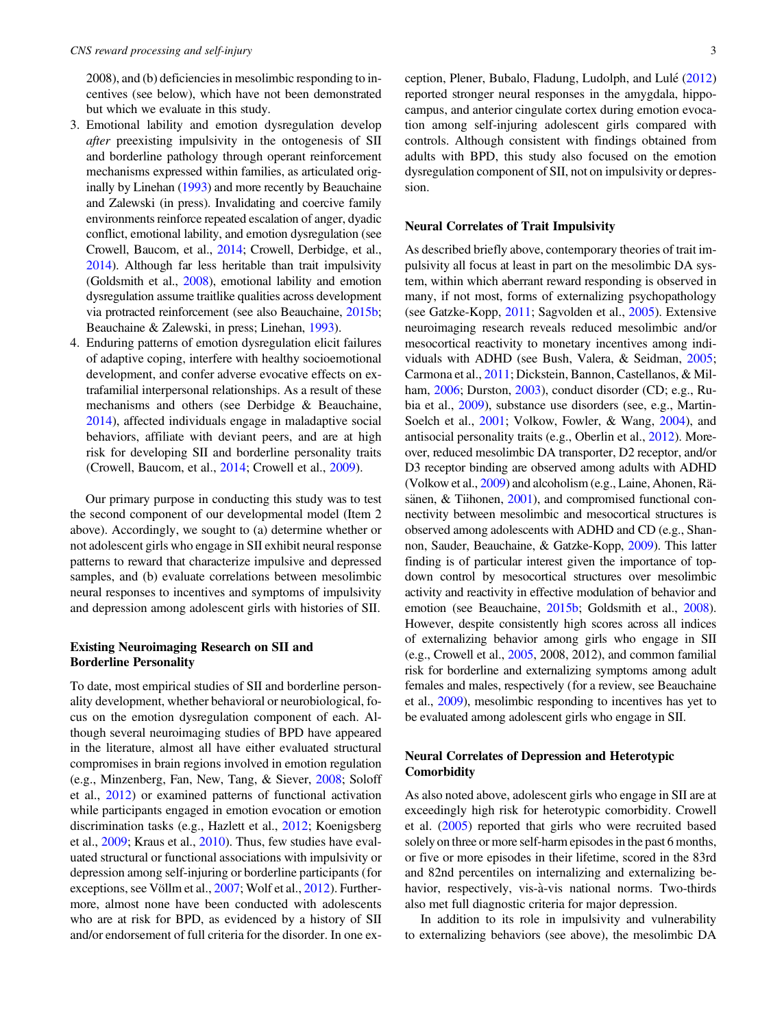2008), and (b) deficiencies in mesolimbic responding to incentives (see below), which have not been demonstrated but which we evaluate in this study.

3. Emotional lability and emotion dysregulation develop *after* preexisting impulsivity in the ontogenesis of SII and borderline pathology through operant reinforcement mechanisms expressed within families, as articulated originally by Linehan (1993) and more recently by Beauchaine and Zalewski (in press). Invalidating and coercive family environments reinforce repeated escalation of anger, dyadic conflict, emotional lability, and emotion dysregulation (see Crowell, Baucom, et al., 2014; Crowell, Derbidge, et al., 2014). Although far less heritable than trait impulsivity (Goldsmith et al., 2008), emotional lability and emotion dysregulation assume traitlike qualities across development via protracted reinforcement (see also Beauchaine, 2015b; Beauchaine & Zalewski, in press; Linehan, 1993).
4. Enduring patterns of emotion dysregulation elicit failures of adaptive coping, interfere with healthy socioemotional development, and confer adverse evocative effects on extrafamilial interpersonal relationships. As a result of these mechanisms and others (see Derbidge & Beauchaine, 2014), affected individuals engage in maladaptive social behaviors, affiliate with deviant peers, and are at high risk for developing SII and borderline personality traits (Crowell, Baucom, et al., 2014; Crowell et al., 2009).

Our primary purpose in conducting this study was to test the second component of our developmental model (Item 2 above). Accordingly, we sought to (a) determine whether or not adolescent girls who engage in SII exhibit neural response patterns to reward that characterize impulsive and depressed samples, and (b) evaluate correlations between mesolimbic neural responses to incentives and symptoms of impulsivity and depression among adolescent girls with histories of SII.

## Existing Neuroimaging Research on SII and Borderline Personality

To date, most empirical studies of SII and borderline personality development, whether behavioral or neurobiological, focus on the emotion dysregulation component of each. Although several neuroimaging studies of BPD have appeared in the literature, almost all have either evaluated structural compromises in brain regions involved in emotion regulation (e.g., Minzenberg, Fan, New, Tang, & Siever, 2008; Soloff et al., 2012) or examined patterns of functional activation while participants engaged in emotion evocation or emotion discrimination tasks (e.g., Hazlett et al., 2012; Koenigsberg et al., 2009; Kraus et al., 2010). Thus, few studies have evaluated structural or functional associations with impulsivity or depression among self-injuring or borderline participants (for exceptions, see Völlm et al., 2007; Wolf et al., 2012). Furthermore, almost none have been conducted with adolescents who are at risk for BPD, as evidenced by a history of SII and/or endorsement of full criteria for the disorder. In one exception, Plener, Bubalo, Fladung, Ludolph, and Lulé (2012) reported stronger neural responses in the amygdala, hippocampus, and anterior cingulate cortex during emotion evocation among self-injuring adolescent girls compared with controls. Although consistent with findings obtained from adults with BPD, this study also focused on the emotion dysregulation component of SII, not on impulsivity or depression.

## Neural Correlates of Trait Impulsivity

As described briefly above, contemporary theories of trait impulsivity all focus at least in part on the mesolimbic DA system, within which aberrant reward responding is observed in many, if not most, forms of externalizing psychopathology (see Gatzke-Kopp, 2011; Sagvolden et al., 2005). Extensive neuroimaging research reveals reduced mesolimbic and/or mesocortical reactivity to monetary incentives among individuals with ADHD (see Bush, Valera, & Seidman, 2005; Carmona et al., 2011; Dickstein, Bannon, Castellanos, & Milham, 2006; Durston, 2003), conduct disorder (CD; e.g., Rubia et al., 2009), substance use disorders (see, e.g., Martin-Soelch et al., 2001; Volkow, Fowler, & Wang, 2004), and antisocial personality traits (e.g., Oberlin et al., 2012). Moreover, reduced mesolimbic DA transporter, D2 receptor, and/or D3 receptor binding are observed among adults with ADHD (Volkow et al., 2009) and alcoholism (e.g., Laine, Ahonen, Räsänen, & Tiihonen, 2001), and compromised functional connectivity between mesolimbic and mesocortical structures is observed among adolescents with ADHD and CD (e.g., Shannon, Sauder, Beauchaine, & Gatzke-Kopp, 2009). This latter finding is of particular interest given the importance of top-down control by mesocortical structures over mesolimbic activity and reactivity in effective modulation of behavior and emotion (see Beauchaine, 2015b; Goldsmith et al., 2008). However, despite consistently high scores across all indices of externalizing behavior among girls who engage in SII (e.g., Crowell et al., 2005, 2008, 2012), and common familial risk for borderline and externalizing symptoms among adult females and males, respectively (for a review, see Beauchaine et al., 2009), mesolimbic responding to incentives has yet to be evaluated among adolescent girls who engage in SII.

## Neural Correlates of Depression and Heterotypic Comorbidity

As also noted above, adolescent girls who engage in SII are at exceedingly high risk for heterotypic comorbidity. Crowell et al. (2005) reported that girls who were recruited based solely on three or more self-harm episodes in the past 6 months, or five or more episodes in their lifetime, scored in the 83rd and 82nd percentiles on internalizing and externalizing behavior, respectively, vis-à-vis national norms. Two-thirds also met full diagnostic criteria for major depression.

In addition to its role in impulsivity and vulnerability to externalizing behaviors (see above), the mesolimbic DA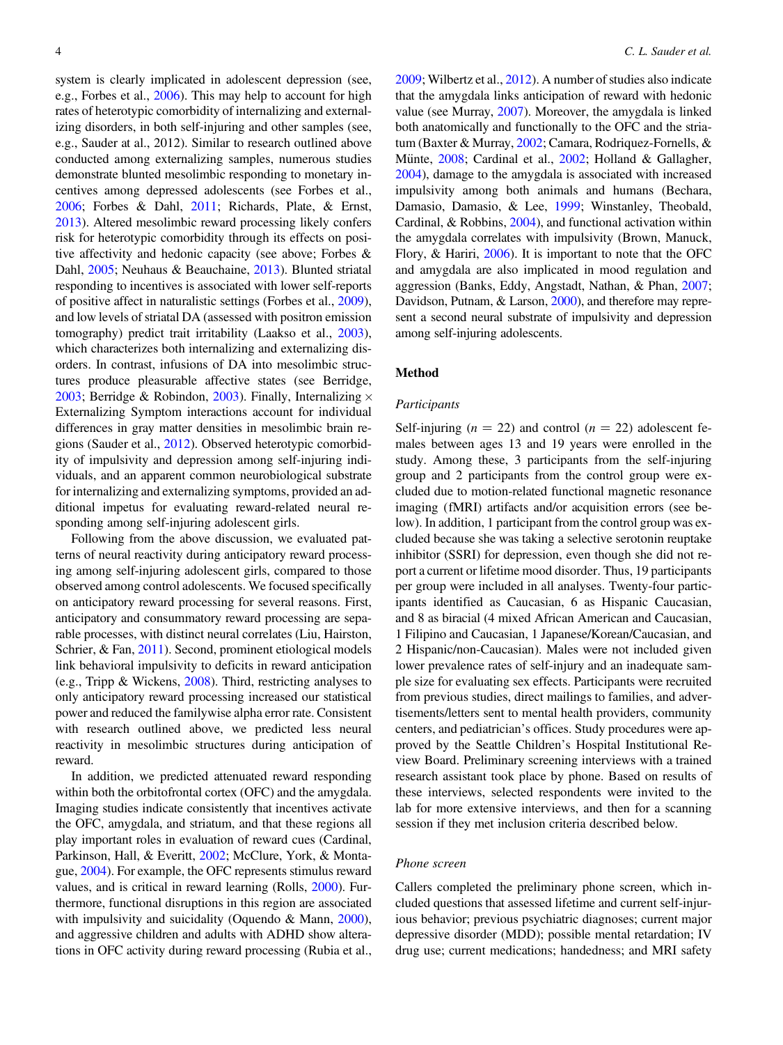system is clearly implicated in adolescent depression (see, e.g., Forbes et al., 2006). This may help to account for high rates of heterotypic comorbidity of internalizing and externalizing disorders, in both self-injuring and other samples (see, e.g., Sauder at al., 2012). Similar to research outlined above conducted among externalizing samples, numerous studies demonstrate blunted mesolimbic responding to monetary incentives among depressed adolescents (see Forbes et al., 2006; Forbes & Dahl, 2011; Richards, Plate, & Ernst, 2013). Altered mesolimbic reward processing likely confers risk for heterotypic comorbidity through its effects on positive affectivity and hedonic capacity (see above; Forbes & Dahl, 2005; Neuhaus & Beauchaine, 2013). Blunted striatal responding to incentives is associated with lower self-reports of positive affect in naturalistic settings (Forbes et al., 2009), and low levels of striatal DA (assessed with positron emission tomography) predict trait irritability (Laakso et al., 2003), which characterizes both internalizing and externalizing disorders. In contrast, infusions of DA into mesolimbic structures produce pleasurable affective states (see Berridge, 2003; Berridge & Robindon, 2003). Finally, Internalizing × Externalizing Symptom interactions account for individual differences in gray matter densities in mesolimbic brain regions (Sauder et al., 2012). Observed heterotypic comorbidity of impulsivity and depression among self-injuring individuals, and an apparent common neurobiological substrate for internalizing and externalizing symptoms, provided an additional impetus for evaluating reward-related neural responding among self-injuring adolescent girls.

Following from the above discussion, we evaluated patterns of neural reactivity during anticipatory reward processing among self-injuring adolescent girls, compared to those observed among control adolescents. We focused specifically on anticipatory reward processing for several reasons. First, anticipatory and consummatory reward processing are separable processes, with distinct neural correlates (Liu, Hairston, Schrier, & Fan, 2011). Second, prominent etiological models link behavioral impulsivity to deficits in reward anticipation (e.g., Tripp & Wickens, 2008). Third, restricting analyses to only anticipatory reward processing increased our statistical power and reduced the familywise alpha error rate. Consistent with research outlined above, we predicted less neural reactivity in mesolimbic structures during anticipation of reward.

In addition, we predicted attenuated reward responding within both the orbitofrontal cortex (OFC) and the amygdala. Imaging studies indicate consistently that incentives activate the OFC, amygdala, and striatum, and that these regions all play important roles in evaluation of reward cues (Cardinal, Parkinson, Hall, & Everitt, 2002; McClure, York, & Montague, 2004). For example, the OFC represents stimulus reward values, and is critical in reward learning (Rolls, 2000). Furthermore, functional disruptions in this region are associated with impulsivity and suicidality (Oquendo & Mann, 2000), and aggressive children and adults with ADHD show alterations in OFC activity during reward processing (Rubia et al., 2009; Wilbertz et al., 2012). A number of studies also indicate that the amygdala links anticipation of reward with hedonic value (see Murray, 2007). Moreover, the amygdala is linked both anatomically and functionally to the OFC and the striatum (Baxter & Murray, 2002; Camara, Rodriquez-Fornells, & Münte, 2008; Cardinal et al., 2002; Holland & Gallagher, 2004), damage to the amygdala is associated with increased impulsivity among both animals and humans (Bechara, Damasio, Damasio, & Lee, 1999; Winstanley, Theobald, Cardinal, & Robbins, 2004), and functional activation within the amygdala correlates with impulsivity (Brown, Manuck, Flory, & Hariri, 2006). It is important to note that the OFC and amygdala are also implicated in mood regulation and aggression (Banks, Eddy, Angstadt, Nathan, & Phan, 2007; Davidson, Putnam, & Larson, 2000), and therefore may represent a second neural substrate of impulsivity and depression among self-injuring adolescents.

## Method

### *Participants*

Self-injuring ($n = 22$) and control ($n = 22$) adolescent females between ages 13 and 19 years were enrolled in the study. Among these, 3 participants from the self-injuring group and 2 participants from the control group were excluded due to motion-related functional magnetic resonance imaging (fMRI) artifacts and/or acquisition errors (see below). In addition, 1 participant from the control group was excluded because she was taking a selective serotonin reuptake inhibitor (SSRI) for depression, even though she did not report a current or lifetime mood disorder. Thus, 19 participants per group were included in all analyses. Twenty-four participants identified as Caucasian, 6 as Hispanic Caucasian, and 8 as biracial (4 mixed African American and Caucasian, 1 Filipino and Caucasian, 1 Japanese/Korean/Caucasian, and 2 Hispanic/non-Caucasian). Males were not included given lower prevalence rates of self-injury and an inadequate sample size for evaluating sex effects. Participants were recruited from previous studies, direct mailings to families, and advertisements/letters sent to mental health providers, community centers, and pediatrician's offices. Study procedures were approved by the Seattle Children's Hospital Institutional Review Board. Preliminary screening interviews with a trained research assistant took place by phone. Based on results of these interviews, selected respondents were invited to the lab for more extensive interviews, and then for a scanning session if they met inclusion criteria described below.

### *Phone screen*

Callers completed the preliminary phone screen, which included questions that assessed lifetime and current self-injurious behavior; previous psychiatric diagnoses; current major depressive disorder (MDD); possible mental retardation; IV drug use; current medications; handedness; and MRI safety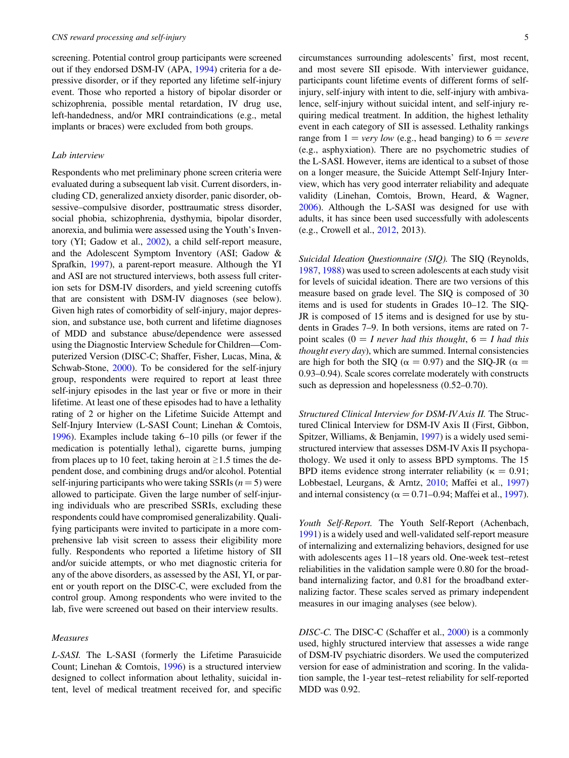screening. Potential control group participants were screened out if they endorsed DSM-IV (APA, 1994) criteria for a depressive disorder, or if they reported any lifetime self-injury event. Those who reported a history of bipolar disorder or schizophrenia, possible mental retardation, IV drug use, left-handedness, and/or MRI contraindications (e.g., metal implants or braces) were excluded from both groups.

### *Lab interview*

Respondents who met preliminary phone screen criteria were evaluated during a subsequent lab visit. Current disorders, including CD, generalized anxiety disorder, panic disorder, obsessive–compulsive disorder, posttraumatic stress disorder, social phobia, schizophrenia, dysthymia, bipolar disorder, anorexia, and bulimia were assessed using the Youth's Inventory (YI; Gadow et al., 2002), a child self-report measure, and the Adolescent Symptom Inventory (ASI; Gadow & Sprafkin, 1997), a parent-report measure. Although the YI and ASI are not structured interviews, both assess full criterion sets for DSM-IV disorders, and yield screening cutoffs that are consistent with DSM-IV diagnoses (see below). Given high rates of comorbidity of self-injury, major depression, and substance use, both current and lifetime diagnoses of MDD and substance abuse/dependence were assessed using the Diagnostic Interview Schedule for Children—Computerized Version (DISC-C; Shaffer, Fisher, Lucas, Mina, & Schwab-Stone, 2000). To be considered for the self-injury group, respondents were required to report at least three self-injury episodes in the last year or five or more in their lifetime. At least one of these episodes had to have a lethality rating of 2 or higher on the Lifetime Suicide Attempt and Self-Injury Interview (L-SASI Count; Linehan & Comtois, 1996). Examples include taking 6–10 pills (or fewer if the medication is potentially lethal), cigarette burns, jumping from places up to 10 feet, taking heroin at ≥1.5 times the dependent dose, and combining drugs and/or alcohol. Potential self-injuring participants who were taking SSRIs ($n = 5$) were allowed to participate. Given the large number of self-injuring individuals who are prescribed SSRIs, excluding these respondents could have compromised generalizability. Qualifying participants were invited to participate in a more comprehensive lab visit screen to assess their eligibility more fully. Respondents who reported a lifetime history of SII and/or suicide attempts, or who met diagnostic criteria for any of the above disorders, as assessed by the ASI, YI, or parent or youth report on the DISC-C, were excluded from the control group. Among respondents who were invited to the lab, five were screened out based on their interview results.

### *Measures*

*L-SASI.* The L-SASI (formerly the Lifetime Parasuicide Count; Linehan & Comtois, 1996) is a structured interview designed to collect information about lethality, suicidal intent, level of medical treatment received for, and specific circumstances surrounding adolescents' first, most recent, and most severe SII episode. With interviewer guidance, participants count lifetime events of different forms of self-injury, self-injury with intent to die, self-injury with ambivalence, self-injury without suicidal intent, and self-injury requiring medical treatment. In addition, the highest lethality event in each category of SII is assessed. Lethality rankings range from 1 = *very low* (e.g., head banging) to 6 = *severe* (e.g., asphyxiation). There are no psychometric studies of the L-SASI. However, items are identical to a subset of those on a longer measure, the Suicide Attempt Self-Injury Interview, which has very good interrater reliability and adequate validity (Linehan, Comtois, Brown, Heard, & Wagner, 2006). Although the L-SASI was designed for use with adults, it has since been used successfully with adolescents (e.g., Crowell et al., 2012, 2013).

*Suicidal Ideation Questionnaire (SIQ).* The SIQ (Reynolds, 1987, 1988) was used to screen adolescents at each study visit for levels of suicidal ideation. There are two versions of this measure based on grade level. The SIQ is composed of 30 items and is used for students in Grades 10–12. The SIQ-JR is composed of 15 items and is designed for use by students in Grades 7–9. In both versions, items are rated on 7-point scales (0 = *I never had this thought*, 6 = *I had this thought every day*), which are summed. Internal consistencies are high for both the SIQ ($\alpha = 0.97$) and the SIQ-JR ($\alpha = 0.93$–$0.94$). Scale scores correlate moderately with constructs such as depression and hopelessness (0.52–0.70).

*Structured Clinical Interview for DSM-IV Axis II.* The Structured Clinical Interview for DSM-IV Axis II (First, Gibbon, Spitzer, Williams, & Benjamin, 1997) is a widely used semi-structured interview that assesses DSM-IV Axis II psychopathology. We used it only to assess BPD symptoms. The 15 BPD items evidence strong interrater reliability ($\kappa = 0.91$; Lobbestael, Leurgans, & Arntz, 2010; Maffei et al., 1997) and internal consistency ($\alpha = 0.71$–$0.94$; Maffei et al., 1997).

*Youth Self-Report.* The Youth Self-Report (Achenbach, 1991) is a widely used and well-validated self-report measure of internalizing and externalizing behaviors, designed for use with adolescents ages 11–18 years old. One-week test–retest reliabilities in the validation sample were 0.80 for the broadband internalizing factor, and 0.81 for the broadband externalizing factor. These scales served as primary independent measures in our imaging analyses (see below).

*DISC-C.* The DISC-C (Schaffer et al., 2000) is a commonly used, highly structured interview that assesses a wide range of DSM-IV psychiatric disorders. We used the computerized version for ease of administration and scoring. In the validation sample, the 1-year test–retest reliability for self-reported MDD was 0.92.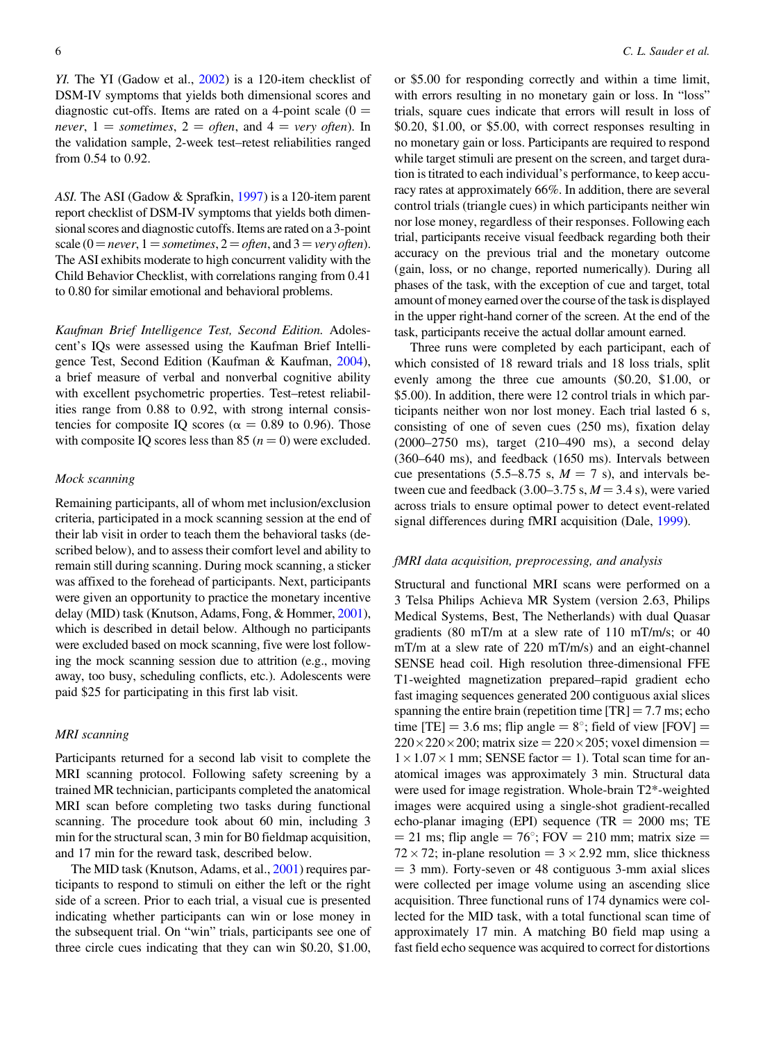*YI.* The YI (Gadow et al., 2002) is a 120-item checklist of DSM-IV symptoms that yields both dimensional scores and diagnostic cut-offs. Items are rated on a 4-point scale (0 = *never*, 1 = *sometimes*, 2 = *often*, and 4 = *very often*). In the validation sample, 2-week test–retest reliabilities ranged from 0.54 to 0.92.

*ASI.* The ASI (Gadow & Sprafkin, 1997) is a 120-item parent report checklist of DSM-IV symptoms that yields both dimensional scores and diagnostic cutoffs. Items are rated on a 3-point scale (0 = *never*, 1 = *sometimes*, 2 = *often*, and 3 = *very often*). The ASI exhibits moderate to high concurrent validity with the Child Behavior Checklist, with correlations ranging from 0.41 to 0.80 for similar emotional and behavioral problems.

*Kaufman Brief Intelligence Test, Second Edition.* Adolescent's IQs were assessed using the Kaufman Brief Intelligence Test, Second Edition (Kaufman & Kaufman, 2004), a brief measure of verbal and nonverbal cognitive ability with excellent psychometric properties. Test–retest reliabilities range from 0.88 to 0.92, with strong internal consistencies for composite IQ scores ($\alpha$ = 0.89 to 0.96). Those with composite IQ scores less than 85 ($n = 0$) were excluded.

### *Mock scanning*

Remaining participants, all of whom met inclusion/exclusion criteria, participated in a mock scanning session at the end of their lab visit in order to teach them the behavioral tasks (described below), and to assess their comfort level and ability to remain still during scanning. During mock scanning, a sticker was affixed to the forehead of participants. Next, participants were given an opportunity to practice the monetary incentive delay (MID) task (Knutson, Adams, Fong, & Hommer, 2001), which is described in detail below. Although no participants were excluded based on mock scanning, five were lost following the mock scanning session due to attrition (e.g., moving away, too busy, scheduling conflicts, etc.). Adolescents were paid $25 for participating in this first lab visit.

### *MRI scanning*

Participants returned for a second lab visit to complete the MRI scanning protocol. Following safety screening by a trained MR technician, participants completed the anatomical MRI scan before completing two tasks during functional scanning. The procedure took about 60 min, including 3 min for the structural scan, 3 min for B0 fieldmap acquisition, and 17 min for the reward task, described below.

The MID task (Knutson, Adams, et al., 2001) requires participants to respond to stimuli on either the left or the right side of a screen. Prior to each trial, a visual cue is presented indicating whether participants can win or lose money in the subsequent trial. On "win" trials, participants see one of three circle cues indicating that they can win $0.20, $1.00, or $5.00 for responding correctly and within a time limit, with errors resulting in no monetary gain or loss. In "loss" trials, square cues indicate that errors will result in loss of $0.20, $1.00, or $5.00, with correct responses resulting in no monetary gain or loss. Participants are required to respond while target stimuli are present on the screen, and target duration is titrated to each individual's performance, to keep accuracy rates at approximately 66%. In addition, there are several control trials (triangle cues) in which participants neither win nor lose money, regardless of their responses. Following each trial, participants receive visual feedback regarding both their accuracy on the previous trial and the monetary outcome (gain, loss, or no change, reported numerically). During all phases of the task, with the exception of cue and target, total amount of money earned over the course of the task is displayed in the upper right-hand corner of the screen. At the end of the task, participants receive the actual dollar amount earned.

Three runs were completed by each participant, each of which consisted of 18 reward trials and 18 loss trials, split evenly among the three cue amounts ($0.20, $1.00, or $5.00). In addition, there were 12 control trials in which participants neither won nor lost money. Each trial lasted 6 s, consisting of one of seven cues (250 ms), fixation delay (2000–2750 ms), target (210–490 ms), a second delay (360–640 ms), and feedback (1650 ms). Intervals between cue presentations (5.5–8.75 s, $M$ = 7 s), and intervals between cue and feedback (3.00–3.75 s, $M$ = 3.4 s), were varied across trials to ensure optimal power to detect event-related signal differences during fMRI acquisition (Dale, 1999).

### *fMRI data acquisition, preprocessing, and analysis*

Structural and functional MRI scans were performed on a 3 Telsa Philips Achieva MR System (version 2.63, Philips Medical Systems, Best, The Netherlands) with dual Quasar gradients (80 mT/m at a slew rate of 110 mT/m/s; or 40 mT/m at a slew rate of 220 mT/m/s) and an eight-channel SENSE head coil. High resolution three-dimensional FFE T1-weighted magnetization prepared–rapid gradient echo fast imaging sequences generated 200 contiguous axial slices spanning the entire brain (repetition time [TR] = 7.7 ms; echo time [TE] = 3.6 ms; flip angle = 8°; field of view [FOV] = $220 \times 220 \times 200$; matrix size = $220 \times 205$; voxel dimension = $1 \times 1.07 \times 1$ mm; SENSE factor = 1). Total scan time for anatomical images was approximately 3 min. Structural data were used for image registration. Whole-brain T2*-weighted images were acquired using a single-shot gradient-recalled echo-planar imaging (EPI) sequence (TR = 2000 ms; TE = 21 ms; flip angle = 76°; FOV = 210 mm; matrix size = $72 \times 72$; in-plane resolution = $3 \times 2.92$ mm, slice thickness = 3 mm). Forty-seven or 48 contiguous 3-mm axial slices were collected per image volume using an ascending slice acquisition. Three functional runs of 174 dynamics were collected for the MID task, with a total functional scan time of approximately 17 min. A matching B0 field map using a fast field echo sequence was acquired to correct for distortions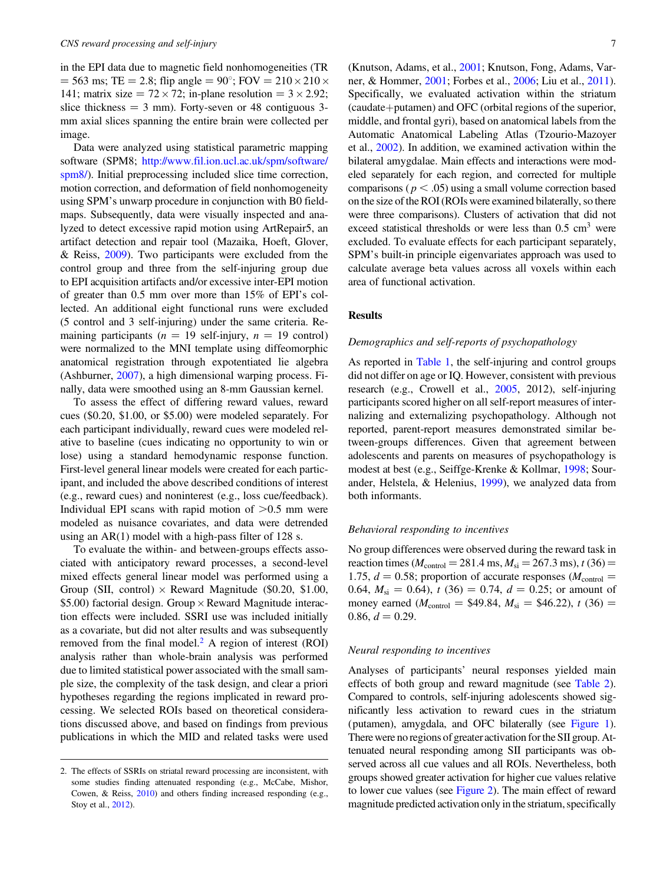in the EPI data due to magnetic field nonhomogeneities (TR = 563 ms; TE = 2.8; flip angle = 90°; FOV = 210 × 210 × 141; matrix size = 72 × 72; in-plane resolution = 3 × 2.92; slice thickness = 3 mm). Forty-seven or 48 contiguous 3-mm axial slices spanning the entire brain were collected per image.

Data were analyzed using statistical parametric mapping software (SPM8; http://www.fil.ion.ucl.ac.uk/spm/software/spm8/). Initial preprocessing included slice time correction, motion correction, and deformation of field nonhomogeneity using SPM's unwarp procedure in conjunction with B0 fieldmaps. Subsequently, data were visually inspected and analyzed to detect excessive rapid motion using ArtRepair5, an artifact detection and repair tool (Mazaika, Hoeft, Glover, & Reiss, 2009). Two participants were excluded from the control group and three from the self-injuring group due to EPI acquisition artifacts and/or excessive inter-EPI motion of greater than 0.5 mm over more than 15% of EPI's collected. An additional eight functional runs were excluded (5 control and 3 self-injuring) under the same criteria. Remaining participants ($n$ = 19 self-injury, $n$ = 19 control) were normalized to the MNI template using diffeomorphic anatomical registration through expotentiated lie algebra (Ashburner, 2007), a high dimensional warping process. Finally, data were smoothed using an 8-mm Gaussian kernel.

To assess the effect of differing reward values, reward cues ($0.20, $1.00, or $5.00) were modeled separately. For each participant individually, reward cues were modeled relative to baseline (cues indicating no opportunity to win or lose) using a standard hemodynamic response function. First-level general linear models were created for each participant, and included the above described conditions of interest (e.g., reward cues) and noninterest (e.g., loss cue/feedback). Individual EPI scans with rapid motion of >0.5 mm were modeled as nuisance covariates, and data were detrended using an AR(1) model with a high-pass filter of 128 s.

To evaluate the within- and between-groups effects associated with anticipatory reward processes, a second-level mixed effects general linear model was performed using a Group (SII, control) × Reward Magnitude ($0.20, $1.00, $5.00) factorial design. Group × Reward Magnitude interaction effects were included. SSRI use was included initially as a covariate, but did not alter results and was subsequently removed from the final model.[2] A region of interest (ROI) analysis rather than whole-brain analysis was performed due to limited statistical power associated with the small sample size, the complexity of the task design, and clear a priori hypotheses regarding the regions implicated in reward processing. We selected ROIs based on theoretical considerations discussed above, and based on findings from previous publications in which the MID and related tasks were used (Knutson, Adams, et al., 2001; Knutson, Fong, Adams, Varner, & Hommer, 2001; Forbes et al., 2006; Liu et al., 2011). Specifically, we evaluated activation within the striatum (caudate+putamen) and OFC (orbital regions of the superior, middle, and frontal gyri), based on anatomical labels from the Automatic Anatomical Labeling Atlas (Tzourio-Mazoyer et al., 2002). In addition, we examined activation within the bilateral amygdalae. Main effects and interactions were modeled separately for each region, and corrected for multiple comparisons ($p < .05$) using a small volume correction based on the size of the ROI (ROIs were examined bilaterally, so there were three comparisons). Clusters of activation that did not exceed statistical thresholds or were less than 0.5 cm$^3$ were excluded. To evaluate effects for each participant separately, SPM's built-in principle eigenvariates approach was used to calculate average beta values across all voxels within each area of functional activation.

## Results

### *Demographics and self-reports of psychopathology*

As reported in Table 1, the self-injuring and control groups did not differ on age or IQ. However, consistent with previous research (e.g., Crowell et al., 2005, 2012), self-injuring participants scored higher on all self-report measures of internalizing and externalizing psychopathology. Although not reported, parent-report measures demonstrated similar between-groups differences. Given that agreement between adolescents and parents on measures of psychopathology is modest at best (e.g., Seiffge-Krenke & Kollmar, 1998; Sourander, Helstela, & Helenius, 1999), we analyzed data from both informants.

### *Behavioral responding to incentives*

No group differences were observed during the reward task in reaction times ($M_{\text{control}}$ = 281.4 ms, $M_{\text{si}}$ = 267.3 ms), $t$ (36) = 1.75, $d$ = 0.58; proportion of accurate responses ($M_{\text{control}}$ = 0.64, $M_{\text{si}}$ = 0.64), $t$ (36) = 0.74, $d$ = 0.25; or amount of money earned ($M_{\text{control}}$ = $49.84, $M_{\text{si}}$ = $46.22), $t$ (36) = 0.86, $d$ = 0.29.

### *Neural responding to incentives*

Analyses of participants' neural responses yielded main effects of both group and reward magnitude (see Table 2). Compared to controls, self-injuring adolescents showed significantly less activation to reward cues in the striatum (putamen), amygdala, and OFC bilaterally (see Figure 1). There were no regions of greater activation for the SII group. Attenuated neural responding among SII participants was observed across all cue values and all ROIs. Nevertheless, both groups showed greater activation for higher cue values relative to lower cue values (see Figure 2). The main effect of reward magnitude predicted activation only in the striatum, specifically

2. The effects of SSRIs on striatal reward processing are inconsistent, with some studies finding attenuated responding (e.g., McCabe, Mishor, Cowen, & Reiss, 2010) and others finding increased responding (e.g., Stoy et al., 2012).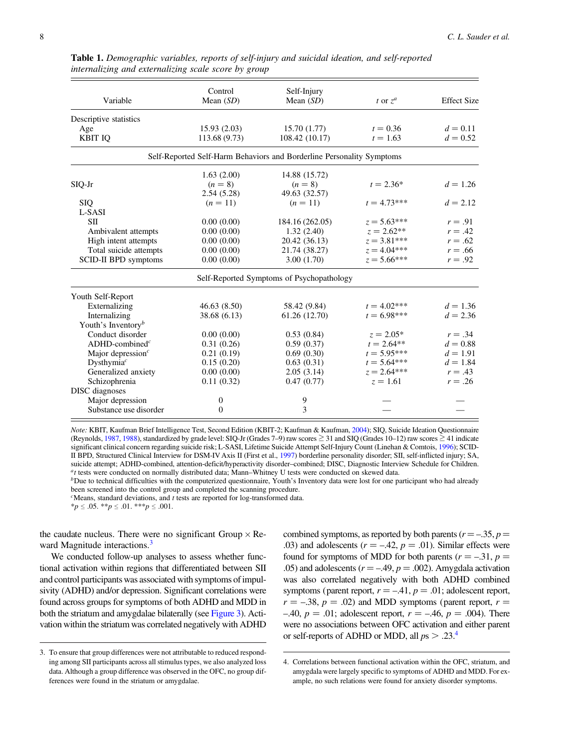**Table 1.** *Demographic variables, reports of self-injury and suicidal ideation, and self-reported internalizing and externalizing scale score by group*

| Variable | Control Mean (*SD*) | Self-Injury Mean (*SD*) | *t* or $z^a$ | Effect Size |
|---|---|---|---|---|
| Descriptive statistics | | | | |
| Age | 15.93 (2.03) | 15.70 (1.77) | $t = 0.36$ | $d = 0.11$ |
| KBIT IQ | 113.68 (9.73) | 108.42 (10.17) | $t = 1.63$ | $d = 0.52$ |
| Self-Reported Self-Harm Behaviors and Borderline Personality Symptoms | | | | |
| SIQ-Jr | 1.63 (2.00) ($n = 8$) | 14.88 (15.72) ($n = 8$) | $t = 2.36$* | $d = 1.26$ |
| SIQ | 2.54 (5.28) ($n = 11$) | 49.63 (32.57) ($n = 11$) | $t = 4.73$*** | $d = 2.12$ |
| L-SASI | | | | |
| SII | 0.00 (0.00) | 184.16 (262.05) | $z = 5.63$*** | $r = .91$ |
| Ambivalent attempts | 0.00 (0.00) | 1.32 (2.40) | $z = 2.62$** | $r = .42$ |
| High intent attempts | 0.00 (0.00) | 20.42 (36.13) | $z = 3.81$*** | $r = .62$ |
| Total suicide attempts | 0.00 (0.00) | 21.74 (38.27) | $z = 4.04$*** | $r = .66$ |
| SCID-II BPD symptoms | 0.00 (0.00) | 3.00 (1.70) | $z = 5.66$*** | $r = .92$ |
| Self-Reported Symptoms of Psychopathology | | | | |
| Youth Self-Report | | | | |
| Externalizing | 46.63 (8.50) | 58.42 (9.84) | $t = 4.02$*** | $d = 1.36$ |
| Internalizing | 38.68 (6.13) | 61.26 (12.70) | $t = 6.98$*** | $d = 2.36$ |
| Youth's Inventory[b] | | | | |
| Conduct disorder | 0.00 (0.00) | 0.53 (0.84) | $z = 2.05$* | $r = .34$ |
| ADHD-combined[c] | 0.31 (0.26) | 0.59 (0.37) | $t = 2.64$** | $d = 0.88$ |
| Major depression[c] | 0.21 (0.19) | 0.69 (0.30) | $t = 5.95$*** | $d = 1.91$ |
| Dysthymia[c] | 0.15 (0.20) | 0.63 (0.31) | $t = 5.64$*** | $d = 1.84$ |
| Generalized anxiety | 0.00 (0.00) | 2.05 (3.14) | $z = 2.64$*** | $r = .43$ |
| Schizophrenia | 0.11 (0.32) | 0.47 (0.77) | $z = 1.61$ | $r = .26$ |
| DISC diagnoses | | | | |
| Major depression | 0 | 9 | — | — |
| Substance use disorder | 0 | 3 | — | — |

*Note:* KBIT, Kaufman Brief Intelligence Test, Second Edition (KBIT-2; Kaufman & Kaufman, 2004); SIQ, Suicide Ideation Questionnaire (Reynolds, 1987, 1988), standardized by grade level: SIQ-Jr (Grades 7–9) raw scores ≥ 31 and SIQ (Grades 10–12) raw scores ≥ 41 indicate significant clinical concern regarding suicide risk; L-SASI, Lifetime Suicide Attempt Self-Injury Count (Linehan & Comtois, 1996); SCID-II BPD, Structured Clinical Interview for DSM-IV Axis II (First et al., 1997) borderline personality disorder; SII, self-inflicted injury; SA, suicide attempt; ADHD-combined, attention-deficit/hyperactivity disorder–combined; DISC, Diagnostic Interview Schedule for Children.
[a]*t* tests were conducted on normally distributed data; Mann–Whitney U tests were conducted on skewed data.
[b]Due to technical difficulties with the computerized questionnaire, Youth's Inventory data were lost for one participant who had already been screened into the control group and completed the scanning procedure.
[c]Means, standard deviations, and *t* tests are reported for log-transformed data.
*$p \leq .05$. **$p \leq .01$. ***$p \leq .001$.

the caudate nucleus. There were no significant Group × Reward Magnitude interactions.[3]

We conducted follow-up analyses to assess whether functional activation within regions that differentiated between SII and control participants was associated with symptoms of impulsivity (ADHD) and/or depression. Significant correlations were found across groups for symptoms of both ADHD and MDD in both the striatum and amygdalae bilaterally (see Figure 3). Activation within the striatum was correlated negatively with ADHD combined symptoms, as reported by both parents ($r = -.35$, $p = .03$) and adolescents ($r = -.42$, $p = .01$). Similar effects were found for symptoms of MDD for both parents ($r = -.31$, $p = .05$) and adolescents ($r = -.49$, $p = .002$). Amygdala activation was also correlated negatively with both ADHD combined symptoms (parent report, $r = -.41$, $p = .01$; adolescent report, $r = -.38$, $p = .02$) and MDD symptoms (parent report, $r = -.40$, $p = .01$; adolescent report, $r = -.46$, $p = .004$). There were no associations between OFC activation and either parent or self-reports of ADHD or MDD, all *p*s > .23.[4]

3. To ensure that group differences were not attributable to reduced responding among SII participants across all stimulus types, we also analyzed loss data. Although a group difference was observed in the OFC, no group differences were found in the striatum or amygdalae.

4. Correlations between functional activation within the OFC, striatum, and amygdala were largely specific to symptoms of ADHD and MDD. For example, no such relations were found for anxiety disorder symptoms.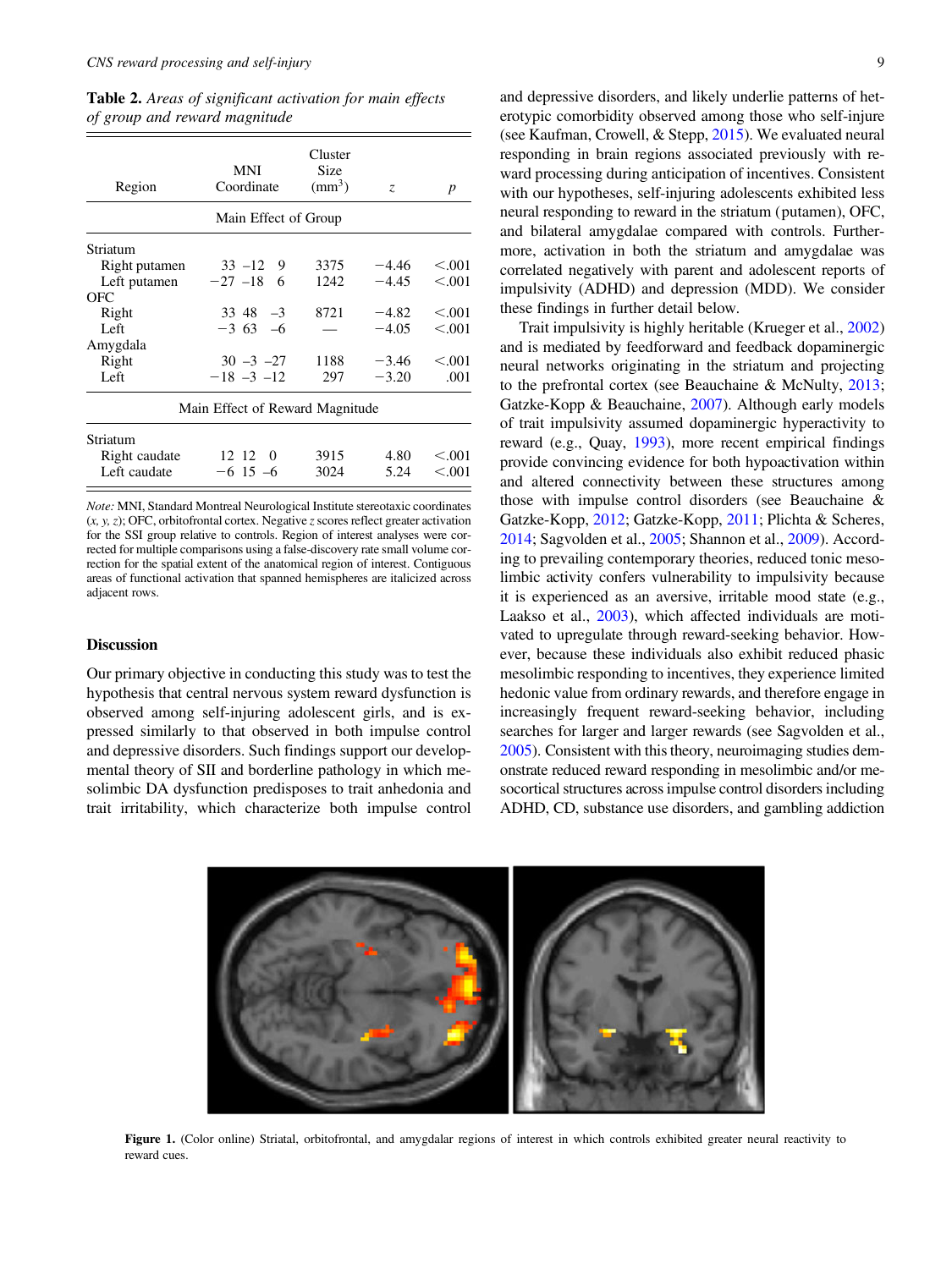**Table 2.** *Areas of significant activation for main effects of group and reward magnitude*

| Region | MNI Coordinate | Cluster Size ($mm^3$) | $z$ | $p$ |
|---|---|---|---|---|
| Main Effect of Group | | | | |
| Striatum | | | | |
| Right putamen | 33 −12 9 | 3375 | −4.46 | <.001 |
| Left putamen | −27 −18 6 | 1242 | −4.45 | <.001 |
| OFC | | | | |
| Right | 33 48 −3 | 8721 | −4.82 | <.001 |
| Left | −3 63 −6 | — | −4.05 | <.001 |
| Amygdala | | | | |
| Right | 30 −3 −27 | 1188 | −3.46 | <.001 |
| Left | −18 −3 −12 | 297 | −3.20 | .001 |
| Main Effect of Reward Magnitude | | | | |
| Striatum | | | | |
| Right caudate | 12 12 0 | 3915 | 4.80 | <.001 |
| Left caudate | −6 15 −6 | 3024 | 5.24 | <.001 |

*Note:* MNI, Standard Montreal Neurological Institute stereotaxic coordinates (*x, y, z*); OFC, orbitofrontal cortex. Negative *z* scores reflect greater activation for the SSI group relative to controls. Region of interest analyses were corrected for multiple comparisons using a false-discovery rate small volume correction for the spatial extent of the anatomical region of interest. Contiguous areas of functional activation that spanned hemispheres are italicized across adjacent rows.

## Discussion

Our primary objective in conducting this study was to test the hypothesis that central nervous system reward dysfunction is observed among self-injuring adolescent girls, and is expressed similarly to that observed in both impulse control and depressive disorders. Such findings support our developmental theory of SII and borderline pathology in which mesolimbic DA dysfunction predisposes to trait anhedonia and trait irritability, which characterize both impulse control and depressive disorders, and likely underlie patterns of heterotypic comorbidity observed among those who self-injure (see Kaufman, Crowell, & Stepp, 2015). We evaluated neural responding in brain regions associated previously with reward processing during anticipation of incentives. Consistent with our hypotheses, self-injuring adolescents exhibited less neural responding to reward in the striatum (putamen), OFC, and bilateral amygdalae compared with controls. Furthermore, activation in both the striatum and amygdalae was correlated negatively with parent and adolescent reports of impulsivity (ADHD) and depression (MDD). We consider these findings in further detail below.

Trait impulsivity is highly heritable (Krueger et al., 2002) and is mediated by feedforward and feedback dopaminergic neural networks originating in the striatum and projecting to the prefrontal cortex (see Beauchaine & McNulty, 2013; Gatzke-Kopp & Beauchaine, 2007). Although early models of trait impulsivity assumed dopaminergic hyperactivity to reward (e.g., Quay, 1993), more recent empirical findings provide convincing evidence for both hypoactivation within and altered connectivity between these structures among those with impulse control disorders (see Beauchaine & Gatzke-Kopp, 2012; Gatzke-Kopp, 2011; Plichta & Scheres, 2014; Sagvolden et al., 2005; Shannon et al., 2009). According to prevailing contemporary theories, reduced tonic mesolimbic activity confers vulnerability to impulsivity because it is experienced as an aversive, irritable mood state (e.g., Laakso et al., 2003), which affected individuals are motivated to upregulate through reward-seeking behavior. However, because these individuals also exhibit reduced phasic mesolimbic responding to incentives, they experience limited hedonic value from ordinary rewards, and therefore engage in increasingly frequent reward-seeking behavior, including searches for larger and larger rewards (see Sagvolden et al., 2005). Consistent with this theory, neuroimaging studies demonstrate reduced reward responding in mesolimbic and/or mesocortical structures across impulse control disorders including ADHD, CD, substance use disorders, and gambling addiction

**Figure 1.** (Color online) Striatal, orbitofrontal, and amygdalar regions of interest in which controls exhibited greater neural reactivity to reward cues.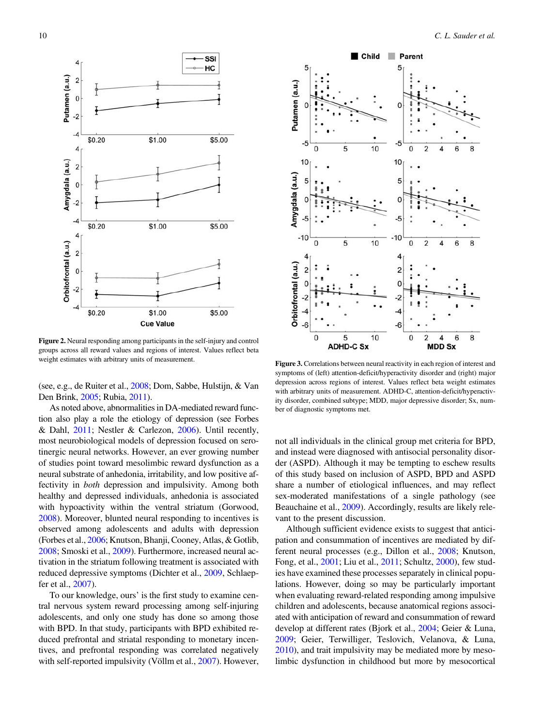**Figure 2.** Neural responding among participants in the self-injury and control groups across all reward values and regions of interest. Values reflect beta weight estimates with arbitrary units of measurement.

**Figure 3.** Correlations between neural reactivity in each region of interest and symptoms of (left) attention-deficit/hyperactivity disorder and (right) major depression across regions of interest. Values reflect beta weight estimates with arbitrary units of measurement. ADHD-C, attention-deficit/hyperactivity disorder, combined subtype; MDD, major depressive disorder; Sx, number of diagnostic symptoms met.

(see, e.g., de Ruiter et al., 2008; Dom, Sabbe, Hulstijn, & Van Den Brink, 2005; Rubia, 2011).

As noted above, abnormalities in DA-mediated reward function also play a role the etiology of depression (see Forbes & Dahl, 2011; Nestler & Carlezon, 2006). Until recently, most neurobiological models of depression focused on serotinergic neural networks. However, an ever growing number of studies point toward mesolimbic reward dysfunction as a neural substrate of anhedonia, irritability, and low positive affectivity in *both* depression and impulsivity. Among both healthy and depressed individuals, anhedonia is associated with hypoactivity within the ventral striatum (Gorwood, 2008). Moreover, blunted neural responding to incentives is observed among adolescents and adults with depression (Forbes et al., 2006; Knutson, Bhanji, Cooney, Atlas, & Gotlib, 2008; Smoski et al., 2009). Furthermore, increased neural activation in the striatum following treatment is associated with reduced depressive symptoms (Dichter et al., 2009, Schlaepfer et al., 2007).

To our knowledge, ours' is the first study to examine central nervous system reward processing among self-injuring adolescents, and only one study has done so among those with BPD. In that study, participants with BPD exhibited reduced prefrontal and striatal responding to monetary incentives, and prefrontal responding was correlated negatively with self-reported impulsivity (Völlm et al., 2007). However, not all individuals in the clinical group met criteria for BPD, and instead were diagnosed with antisocial personality disorder (ASPD). Although it may be tempting to eschew results of this study based on inclusion of ASPD, BPD and ASPD share a number of etiological influences, and may reflect sex-moderated manifestations of a single pathology (see Beauchaine et al., 2009). Accordingly, results are likely relevant to the present discussion.

Although sufficient evidence exists to suggest that anticipation and consummation of incentives are mediated by different neural processes (e.g., Dillon et al., 2008; Knutson, Fong, et al., 2001; Liu et al., 2011; Schultz, 2000), few studies have examined these processes separately in clinical populations. However, doing so may be particularly important when evaluating reward-related responding among impulsive children and adolescents, because anatomical regions associated with anticipation of reward and consummation of reward develop at different rates (Bjork et al., 2004; Geier & Luna, 2009; Geier, Terwilliger, Teslovich, Velanova, & Luna, 2010), and trait impulsivity may be mediated more by mesolimbic dysfunction in childhood but more by mesocortical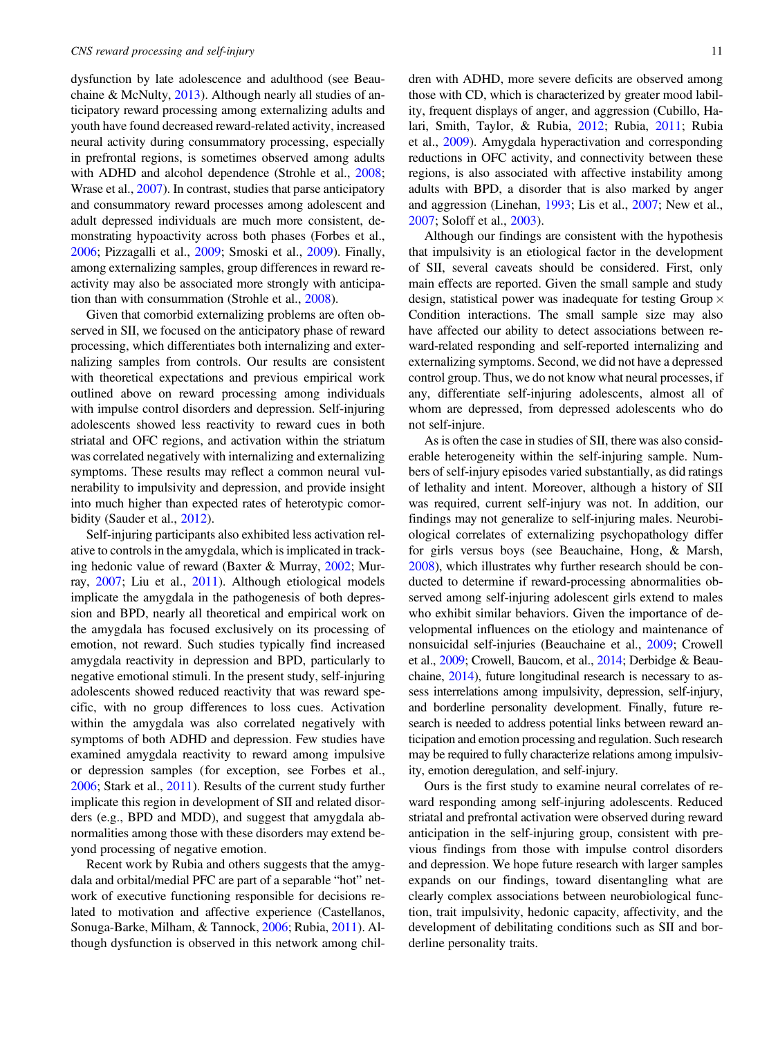dysfunction by late adolescence and adulthood (see Beauchaine & McNulty, 2013). Although nearly all studies of anticipatory reward processing among externalizing adults and youth have found decreased reward-related activity, increased neural activity during consummatory processing, especially in prefrontal regions, is sometimes observed among adults with ADHD and alcohol dependence (Strohle et al., 2008; Wrase et al., 2007). In contrast, studies that parse anticipatory and consummatory reward processes among adolescent and adult depressed individuals are much more consistent, demonstrating hypoactivity across both phases (Forbes et al., 2006; Pizzagalli et al., 2009; Smoski et al., 2009). Finally, among externalizing samples, group differences in reward reactivity may also be associated more strongly with anticipation than with consummation (Strohle et al., 2008).

Given that comorbid externalizing problems are often observed in SII, we focused on the anticipatory phase of reward processing, which differentiates both internalizing and externalizing samples from controls. Our results are consistent with theoretical expectations and previous empirical work outlined above on reward processing among individuals with impulse control disorders and depression. Self-injuring adolescents showed less reactivity to reward cues in both striatal and OFC regions, and activation within the striatum was correlated negatively with internalizing and externalizing symptoms. These results may reflect a common neural vulnerability to impulsivity and depression, and provide insight into much higher than expected rates of heterotypic comorbidity (Sauder et al., 2012).

Self-injuring participants also exhibited less activation relative to controls in the amygdala, which is implicated in tracking hedonic value of reward (Baxter & Murray, 2002; Murray, 2007; Liu et al., 2011). Although etiological models implicate the amygdala in the pathogenesis of both depression and BPD, nearly all theoretical and empirical work on the amygdala has focused exclusively on its processing of emotion, not reward. Such studies typically find increased amygdala reactivity in depression and BPD, particularly to negative emotional stimuli. In the present study, self-injuring adolescents showed reduced reactivity that was reward specific, with no group differences to loss cues. Activation within the amygdala was also correlated negatively with symptoms of both ADHD and depression. Few studies have examined amygdala reactivity to reward among impulsive or depression samples (for exception, see Forbes et al., 2006; Stark et al., 2011). Results of the current study further implicate this region in development of SII and related disorders (e.g., BPD and MDD), and suggest that amygdala abnormalities among those with these disorders may extend beyond processing of negative emotion.

Recent work by Rubia and others suggests that the amygdala and orbital/medial PFC are part of a separable "hot" network of executive functioning responsible for decisions related to motivation and affective experience (Castellanos, Sonuga-Barke, Milham, & Tannock, 2006; Rubia, 2011). Although dysfunction is observed in this network among children with ADHD, more severe deficits are observed among those with CD, which is characterized by greater mood lability, frequent displays of anger, and aggression (Cubillo, Halari, Smith, Taylor, & Rubia, 2012; Rubia, 2011; Rubia et al., 2009). Amygdala hyperactivation and corresponding reductions in OFC activity, and connectivity between these regions, is also associated with affective instability among adults with BPD, a disorder that is also marked by anger and aggression (Linehan, 1993; Lis et al., 2007; New et al., 2007; Soloff et al., 2003).

Although our findings are consistent with the hypothesis that impulsivity is an etiological factor in the development of SII, several caveats should be considered. First, only main effects are reported. Given the small sample and study design, statistical power was inadequate for testing Group × Condition interactions. The small sample size may also have affected our ability to detect associations between reward-related responding and self-reported internalizing and externalizing symptoms. Second, we did not have a depressed control group. Thus, we do not know what neural processes, if any, differentiate self-injuring adolescents, almost all of whom are depressed, from depressed adolescents who do not self-injure.

As is often the case in studies of SII, there was also considerable heterogeneity within the self-injuring sample. Numbers of self-injury episodes varied substantially, as did ratings of lethality and intent. Moreover, although a history of SII was required, current self-injury was not. In addition, our findings may not generalize to self-injuring males. Neurobiological correlates of externalizing psychopathology differ for girls versus boys (see Beauchaine, Hong, & Marsh, 2008), which illustrates why further research should be conducted to determine if reward-processing abnormalities observed among self-injuring adolescent girls extend to males who exhibit similar behaviors. Given the importance of developmental influences on the etiology and maintenance of nonsuicidal self-injuries (Beauchaine et al., 2009; Crowell et al., 2009; Crowell, Baucom, et al., 2014; Derbidge & Beauchaine, 2014), future longitudinal research is necessary to assess interrelations among impulsivity, depression, self-injury, and borderline personality development. Finally, future research is needed to address potential links between reward anticipation and emotion processing and regulation. Such research may be required to fully characterize relations among impulsivity, emotion deregulation, and self-injury.

Ours is the first study to examine neural correlates of reward responding among self-injuring adolescents. Reduced striatal and prefrontal activation were observed during reward anticipation in the self-injuring group, consistent with previous findings from those with impulse control disorders and depression. We hope future research with larger samples expands on our findings, toward disentangling what are clearly complex associations between neurobiological function, trait impulsivity, hedonic capacity, affectivity, and the development of debilitating conditions such as SII and borderline personality traits.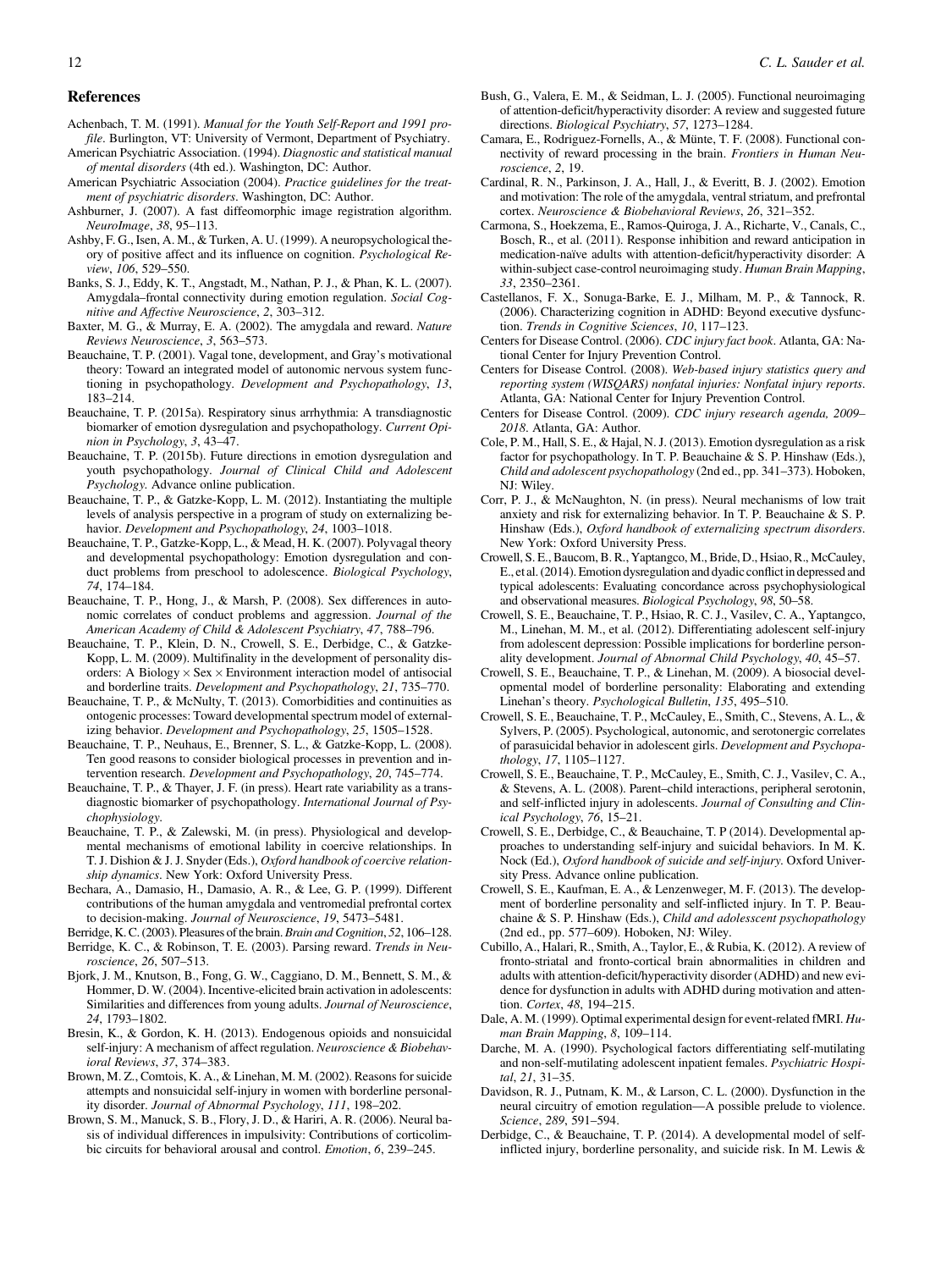## References

Achenbach, T. M. (1991). *Manual for the Youth Self-Report and 1991 profile*. Burlington, VT: University of Vermont, Department of Psychiatry.

American Psychiatric Association. (1994). *Diagnostic and statistical manual of mental disorders* (4th ed.). Washington, DC: Author.

American Psychiatric Association (2004). *Practice guidelines for the treatment of psychiatric disorders*. Washington, DC: Author.

Ashburner, J. (2007). A fast diffeomorphic image registration algorithm. *NeuroImage*, *38*, 95–113.

Ashby, F. G., Isen, A. M., & Turken, A. U. (1999). A neuropsychological theory of positive affect and its influence on cognition. *Psychological Review*, *106*, 529–550.

Banks, S. J., Eddy, K. T., Angstadt, M., Nathan, P. J., & Phan, K. L. (2007). Amygdala–frontal connectivity during emotion regulation. *Social Cognitive and Affective Neuroscience*, *2*, 303–312.

Baxter, M. G., & Murray, E. A. (2002). The amygdala and reward. *Nature Reviews Neuroscience*, *3*, 563–573.

Beauchaine, T. P. (2001). Vagal tone, development, and Gray's motivational theory: Toward an integrated model of autonomic nervous system functioning in psychopathology. *Development and Psychopathology*, *13*, 183–214.

Beauchaine, T. P. (2015a). Respiratory sinus arrhythmia: A transdiagnostic biomarker of emotion dysregulation and psychopathology. *Current Opinion in Psychology*, *3*, 43–47.

Beauchaine, T. P. (2015b). Future directions in emotion dysregulation and youth psychopathology. *Journal of Clinical Child and Adolescent Psychology*. Advance online publication.

Beauchaine, T. P., & Gatzke-Kopp, L. M. (2012). Instantiating the multiple levels of analysis perspective in a program of study on externalizing behavior. *Development and Psychopathology*, *24*, 1003–1018.

Beauchaine, T. P., Gatzke-Kopp, L., & Mead, H. K. (2007). Polyvagal theory and developmental psychopathology: Emotion dysregulation and conduct problems from preschool to adolescence. *Biological Psychology*, *74*, 174–184.

Beauchaine, T. P., Hong, J., & Marsh, P. (2008). Sex differences in autonomic correlates of conduct problems and aggression. *Journal of the American Academy of Child & Adolescent Psychiatry*, *47*, 788–796.

Beauchaine, T. P., Klein, D. N., Crowell, S. E., Derbidge, C., & Gatzke-Kopp, L. M. (2009). Multifinality in the development of personality disorders: A Biology × Sex × Environment interaction model of antisocial and borderline traits. *Development and Psychopathology*, *21*, 735–770.

Beauchaine, T. P., & McNulty, T. (2013). Comorbidities and continuities as ontogenic processes: Toward developmental spectrum model of externalizing behavior. *Development and Psychopathology*, *25*, 1505–1528.

Beauchaine, T. P., Neuhaus, E., Brenner, S. L., & Gatzke-Kopp, L. (2008). Ten good reasons to consider biological processes in prevention and intervention research. *Development and Psychopathology*, *20*, 745–774.

Beauchaine, T. P., & Thayer, J. F. (in press). Heart rate variability as a transdiagnostic biomarker of psychopathology. *International Journal of Psychophysiology*.

Beauchaine, T. P., & Zalewski, M. (in press). Physiological and developmental mechanisms of emotional lability in coercive relationships. In T. J. Dishion & J. J. Snyder (Eds.), *Oxford handbook of coercive relationship dynamics*. New York: Oxford University Press.

Bechara, A., Damasio, H., Damasio, A. R., & Lee, G. P. (1999). Different contributions of the human amygdala and ventromedial prefrontal cortex to decision-making. *Journal of Neuroscience*, *19*, 5473–5481.

Berridge, K. C. (2003). Pleasures of the brain. *Brain and Cognition*, *52*, 106–128.

Berridge, K. C., & Robinson, T. E. (2003). Parsing reward. *Trends in Neuroscience*, *26*, 507–513.

Bjork, J. M., Knutson, B., Fong, G. W., Caggiano, D. M., Bennett, S. M., & Hommer, D. W. (2004). Incentive-elicited brain activation in adolescents: Similarities and differences from young adults. *Journal of Neuroscience*, *24*, 1793–1802.

Bresin, K., & Gordon, K. H. (2013). Endogenous opioids and nonsuicidal self-injury: A mechanism of affect regulation. *Neuroscience & Biobehavioral Reviews*, *37*, 374–383.

Brown, M. Z., Comtois, K. A., & Linehan, M. M. (2002). Reasons for suicide attempts and nonsuicidal self-injury in women with borderline personality disorder. *Journal of Abnormal Psychology*, *111*, 198–202.

Brown, S. M., Manuck, S. B., Flory, J. D., & Hariri, A. R. (2006). Neural basis of individual differences in impulsivity: Contributions of corticolimbic circuits for behavioral arousal and control. *Emotion*, *6*, 239–245.

Bush, G., Valera, E. M., & Seidman, L. J. (2005). Functional neuroimaging of attention-deficit/hyperactivity disorder: A review and suggested future directions. *Biological Psychiatry*, *57*, 1273–1284.

Camara, E., Rodriguez-Fornells, A., & Münte, T. F. (2008). Functional connectivity of reward processing in the brain. *Frontiers in Human Neuroscience*, *2*, 19.

Cardinal, R. N., Parkinson, J. A., Hall, J., & Everitt, B. J. (2002). Emotion and motivation: The role of the amygdala, ventral striatum, and prefrontal cortex. *Neuroscience & Biobehavioral Reviews*, *26*, 321–352.

Carmona, S., Hoekzema, E., Ramos-Quiroga, J. A., Richarte, V., Canals, C., Bosch, R., et al. (2011). Response inhibition and reward anticipation in medication-naïve adults with attention-deficit/hyperactivity disorder: A within-subject case-control neuroimaging study. *Human Brain Mapping*, *33*, 2350–2361.

Castellanos, F. X., Sonuga-Barke, E. J., Milham, M. P., & Tannock, R. (2006). Characterizing cognition in ADHD: Beyond executive dysfunction. *Trends in Cognitive Sciences*, *10*, 117–123.

Centers for Disease Control. (2006). *CDC injury fact book*. Atlanta, GA: National Center for Injury Prevention Control.

Centers for Disease Control. (2008). *Web-based injury statistics query and reporting system (WISQARS) nonfatal injuries: Nonfatal injury reports*. Atlanta, GA: National Center for Injury Prevention Control.

Centers for Disease Control. (2009). *CDC injury research agenda, 2009–2018*. Atlanta, GA: Author.

Cole, P. M., Hall, S. E., & Hajal, N. J. (2013). Emotion dysregulation as a risk factor for psychopathology. In T. P. Beauchaine & S. P. Hinshaw (Eds.), *Child and adolescent psychopathology* (2nd ed., pp. 341–373). Hoboken, NJ: Wiley.

Corr, P. J., & McNaughton, N. (in press). Neural mechanisms of low trait anxiety and risk for externalizing behavior. In T. P. Beauchaine & S. P. Hinshaw (Eds.), *Oxford handbook of externalizing spectrum disorders*. New York: Oxford University Press.

Crowell, S. E., Baucom, B. R., Yaptangco, M., Bride, D., Hsiao, R., McCauley, E., et al. (2014). Emotion dysregulation and dyadic conflict in depressed and typical adolescents: Evaluating concordance across psychophysiological and observational measures. *Biological Psychology*, *98*, 50–58.

Crowell, S. E., Beauchaine, T. P., Hsiao, R. C. J., Vasilev, C. A., Yaptangco, M., Linehan, M. M., et al. (2012). Differentiating adolescent self-injury from adolescent depression: Possible implications for borderline personality development. *Journal of Abnormal Child Psychology*, *40*, 45–57.

Crowell, S. E., Beauchaine, T. P., & Linehan, M. (2009). A biosocial developmental model of borderline personality: Elaborating and extending Linehan's theory. *Psychological Bulletin*, *135*, 495–510.

Crowell, S. E., Beauchaine, T. P., McCauley, E., Smith, C., Stevens, A. L., & Sylvers, P. (2005). Psychological, autonomic, and serotonergic correlates of parasuicidal behavior in adolescent girls. *Development and Psychopathology*, *17*, 1105–1127.

Crowell, S. E., Beauchaine, T. P., McCauley, E., Smith, C. J., Vasilev, C. A., & Stevens, A. L. (2008). Parent–child interactions, peripheral serotonin, and self-inflicted injury in adolescents. *Journal of Consulting and Clinical Psychology*, *76*, 15–21.

Crowell, S. E., Derbidge, C., & Beauchaine, T. P (2014). Developmental approaches to understanding self-injury and suicidal behaviors. In M. K. Nock (Ed.), *Oxford handbook of suicide and self-injury*. Oxford University Press. Advance online publication.

Crowell, S. E., Kaufman, E. A., & Lenzenweger, M. F. (2013). The development of borderline personality and self-inflicted injury. In T. P. Beauchaine & S. P. Hinshaw (Eds.), *Child and adolesscent psychopathology* (2nd ed., pp. 577–609). Hoboken, NJ: Wiley.

Cubillo, A., Halari, R., Smith, A., Taylor, E., & Rubia, K. (2012). A review of fronto-striatal and fronto-cortical brain abnormalities in children and adults with attention-deficit/hyperactivity disorder (ADHD) and new evidence for dysfunction in adults with ADHD during motivation and attention. *Cortex*, *48*, 194–215.

Dale, A. M. (1999). Optimal experimental design for event-related fMRI. *Human Brain Mapping*, *8*, 109–114.

Darche, M. A. (1990). Psychological factors differentiating self-mutilating and non-self-mutilating adolescent inpatient females. *Psychiatric Hospital*, *21*, 31–35.

Davidson, R. J., Putnam, K. M., & Larson, C. L. (2000). Dysfunction in the neural circuitry of emotion regulation—A possible prelude to violence. *Science*, *289*, 591–594.

Derbidge, C., & Beauchaine, T. P. (2014). A developmental model of self-inflicted injury, borderline personality, and suicide risk. In M. Lewis &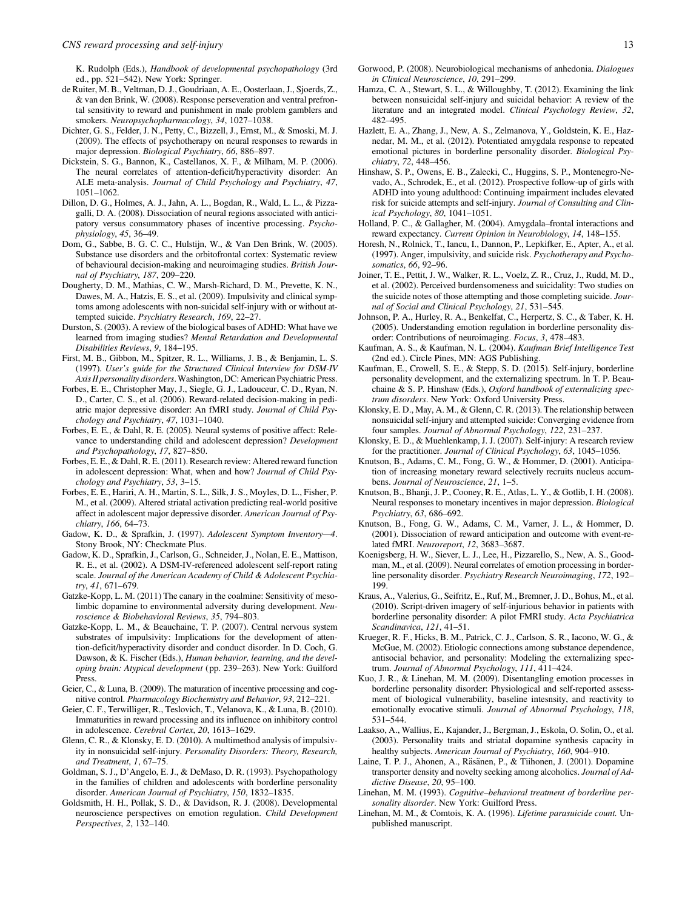K. Rudolph (Eds.), *Handbook of developmental psychopathology* (3rd ed., pp. 521–542). New York: Springer.

de Ruiter, M. B., Veltman, D. J., Goudriaan, A. E., Oosterlaan, J., Sjoerds, Z., & van den Brink, W. (2008). Response perseveration and ventral prefrontal sensitivity to reward and punishment in male problem gamblers and smokers. *Neuropsychopharmacology*, *34*, 1027–1038.

Dichter, G. S., Felder, J. N., Petty, C., Bizzell, J., Ernst, M., & Smoski, M. J. (2009). The effects of psychotherapy on neural responses to rewards in major depression. *Biological Psychiatry*, *66*, 886–897.

Dickstein, S. G., Bannon, K., Castellanos, X. F., & Milham, M. P. (2006). The neural correlates of attention-deficit/hyperactivity disorder: An ALE meta-analysis. *Journal of Child Psychology and Psychiatry*, *47*, 1051–1062.

Dillon, D. G., Holmes, A. J., Jahn, A. L., Bogdan, R., Wald, L. L., & Pizzagalli, D. A. (2008). Dissociation of neural regions associated with anticipatory versus consummatory phases of incentive processing. *Psychophysiology*, *45*, 36–49.

Dom, G., Sabbe, B. G. C. C., Hulstijn, W., & Van Den Brink, W. (2005). Substance use disorders and the orbitofrontal cortex: Systematic review of behavioural decision-making and neuroimaging studies. *British Journal of Psychiatry*, *187*, 209–220.

Dougherty, D. M., Mathias, C. W., Marsh-Richard, D. M., Prevette, K. N., Dawes, M. A., Hatzis, E. S., et al. (2009). Impulsivity and clinical symptoms among adolescents with non-suicidal self-injury with or without attempted suicide. *Psychiatry Research*, *169*, 22–27.

Durston, S. (2003). A review of the biological bases of ADHD: What have we learned from imaging studies? *Mental Retardation and Developmental Disabilities Reviews*, *9*, 184–195.

First, M. B., Gibbon, M., Spitzer, R. L., Williams, J. B., & Benjamin, L. S. (1997). *User's guide for the Structured Clinical Interview for DSM-IV Axis II personality disorders*. Washington, DC: American Psychiatric Press.

Forbes, E. E., Christopher May, J., Siegle, G. J., Ladouceur, C. D., Ryan, N. D., Carter, C. S., et al. (2006). Reward-related decision-making in pediatric major depressive disorder: An fMRI study. *Journal of Child Psychology and Psychiatry*, *47*, 1031–1040.

Forbes, E. E., & Dahl, R. E. (2005). Neural systems of positive affect: Relevance to understanding child and adolescent depression? *Development and Psychopathology*, *17*, 827–850.

Forbes, E. E., & Dahl, R. E. (2011). Research review: Altered reward function in adolescent depression: What, when and how? *Journal of Child Psychology and Psychiatry*, *53*, 3–15.

Forbes, E. E., Hariri, A. H., Martin, S. L., Silk, J. S., Moyles, D. L., Fisher, P. M., et al. (2009). Altered striatal activation predicting real-world positive affect in adolescent major depressive disorder. *American Journal of Psychiatry*, *166*, 64–73.

Gadow, K. D., & Sprafkin, J. (1997). *Adolescent Symptom Inventory—4*. Stony Brook, NY: Checkmate Plus.

Gadow, K. D., Sprafkin, J., Carlson, G., Schneider, J., Nolan, E. E., Mattison, R. E., et al. (2002). A DSM-IV-referenced adolescent self-report rating scale. *Journal of the American Academy of Child & Adolescent Psychiatry*, *41*, 671–679.

Gatzke-Kopp, L. M. (2011) The canary in the coalmine: Sensitivity of mesolimbic dopamine to environmental adversity during development. *Neuroscience & Biobehavioral Reviews*, *35*, 794–803.

Gatzke-Kopp, L. M., & Beauchaine, T. P. (2007). Central nervous system substrates of impulsivity: Implications for the development of attention-deficit/hyperactivity disorder and conduct disorder. In D. Coch, G. Dawson, & K. Fischer (Eds.), *Human behavior, learning, and the developing brain: Atypical development* (pp. 239–263). New York: Guilford Press.

Geier, C., & Luna, B. (2009). The maturation of incentive processing and cognitive control. *Pharmacology Biochemistry and Behavior*, *93*, 212–221.

Geier, C. F., Terwilliger, R., Teslovich, T., Velanova, K., & Luna, B. (2010). Immaturities in reward processing and its influence on inhibitory control in adolescence. *Cerebral Cortex*, *20*, 1613–1629.

Glenn, C. R., & Klonsky, E. D. (2010). A multimethod analysis of impulsivity in nonsuicidal self-injury. *Personality Disorders: Theory, Research, and Treatment*, *1*, 67–75.

Goldman, S. J., D'Angelo, E. J., & DeMaso, D. R. (1993). Psychopathology in the families of children and adolescents with borderline personality disorder. *American Journal of Psychiatry*, *150*, 1832–1835.

Goldsmith, H. H., Pollak, S. D., & Davidson, R. J. (2008). Developmental neuroscience perspectives on emotion regulation. *Child Development Perspectives*, *2*, 132–140.

Gorwood, P. (2008). Neurobiological mechanisms of anhedonia. *Dialogues in Clinical Neuroscience*, *10*, 291–299.

Hamza, C. A., Stewart, S. L., & Willoughby, T. (2012). Examining the link between nonsuicidal self-injury and suicidal behavior: A review of the literature and an integrated model. *Clinical Psychology Review*, *32*, 482–495.

Hazlett, E. A., Zhang, J., New, A. S., Zelmanova, Y., Goldstein, K. E., Haznedar, M. M., et al. (2012). Potentiated amygdala response to repeated emotional pictures in borderline personality disorder. *Biological Psychiatry*, *72*, 448–456.

Hinshaw, S. P., Owens, E. B., Zalecki, C., Huggins, S. P., Montenegro-Nevado, A., Schrodek, E., et al. (2012). Prospective follow-up of girls with ADHD into young adulthood: Continuing impairment includes elevated risk for suicide attempts and self-injury. *Journal of Consulting and Clinical Psychology*, *80*, 1041–1051.

Holland, P. C., & Gallagher, M. (2004). Amygdala–frontal interactions and reward expectancy. *Current Opinion in Neurobiology*, *14*, 148–155.

Horesh, N., Rolnick, T., Iancu, I., Dannon, P., Lepkifker, E., Apter, A., et al. (1997). Anger, impulsivity, and suicide risk. *Psychotherapy and Psychosomatics*, *66*, 92–96.

Joiner, T. E., Pettit, J. W., Walker, R. L., Voelz, Z. R., Cruz, J., Rudd, M. D., et al. (2002). Perceived burdensomeness and suicidality: Two studies on the suicide notes of those attempting and those completing suicide. *Journal of Social and Clinical Psychology*, *21*, 531–545.

Johnson, P. A., Hurley, R. A., Benkelfat, C., Herpertz, S. C., & Taber, K. H. (2005). Understanding emotion regulation in borderline personality disorder: Contributions of neuroimaging. *Focus*, *3*, 478–483.

Kaufman, A. S., & Kaufman, N. L. (2004). *Kaufman Brief Intelligence Test* (2nd ed.). Circle Pines, MN: AGS Publishing.

Kaufman, E., Crowell, S. E., & Stepp, S. D. (2015). Self-injury, borderline personality development, and the externalizing spectrum. In T. P. Beauchaine & S. P. Hinshaw (Eds.), *Oxford handbook of externalizing spectrum disorders*. New York: Oxford University Press.

Klonsky, E. D., May, A. M., & Glenn, C. R. (2013). The relationship between nonsuicidal self-injury and attempted suicide: Converging evidence from four samples. *Journal of Abnormal Psychology*, *122*, 231–237.

Klonsky, E. D., & Muehlenkamp, J. J. (2007). Self-injury: A research review for the practitioner. *Journal of Clinical Psychology*, *63*, 1045–1056.

Knutson, B., Adams, C. M., Fong, G. W., & Hommer, D. (2001). Anticipation of increasing monetary reward selectively recruits nucleus accumbens. *Journal of Neuroscience*, *21*, 1–5.

Knutson, B., Bhanji, J. P., Cooney, R. E., Atlas, L. Y., & Gotlib, I. H. (2008). Neural responses to monetary incentives in major depression. *Biological Psychiatry*, *63*, 686–692.

Knutson, B., Fong, G. W., Adams, C. M., Varner, J. L., & Hommer, D. (2001). Dissociation of reward anticipation and outcome with event-related fMRI. *Neuroreport*, *12*, 3683–3687.

Koenigsberg, H. W., Siever, L. J., Lee, H., Pizzarello, S., New, A. S., Goodman, M., et al. (2009). Neural correlates of emotion processing in borderline personality disorder. *Psychiatry Research Neuroimaging*, *172*, 192–199.

Kraus, A., Valerius, G., Seifritz, E., Ruf, M., Bremner, J. D., Bohus, M., et al. (2010). Script-driven imagery of self-injurious behavior in patients with borderline personality disorder: A pilot FMRI study. *Acta Psychiatrica Scandinavica*, *121*, 41–51.

Krueger, R. F., Hicks, B. M., Patrick, C. J., Carlson, S. R., Iacono, W. G., & McGue, M. (2002). Etiologic connections among substance dependence, antisocial behavior, and personality: Modeling the externalizing spectrum. *Journal of Abnormal Psychology*, *111*, 411–424.

Kuo, J. R., & Linehan, M. M. (2009). Disentangling emotion processes in borderline personality disorder: Physiological and self-reported assessment of biological vulnerability, baseline intesnsity, and reactivity to emotionally evocative stimuli. *Journal of Abnormal Psychology*, *118*, 531–544.

Laakso, A., Wallius, E., Kajander, J., Bergman, J., Eskola, O. Solin, O., et al. (2003). Personality traits and striatal dopamine synthesis capacity in healthy subjects. *American Journal of Psychiatry*, *160*, 904–910.

Laine, T. P. J., Ahonen, A., Räsänen, P., & Tiihonen, J. (2001). Dopamine transporter density and novelty seeking among alcoholics. *Journal of Addictive Disease*, *20*, 95–100.

Linehan, M. M. (1993). *Cognitive–behavioral treatment of borderline personality disorder*. New York: Guilford Press.

Linehan, M. M., & Comtois, K. A. (1996). *Lifetime parasuicide count.* Unpublished manuscript.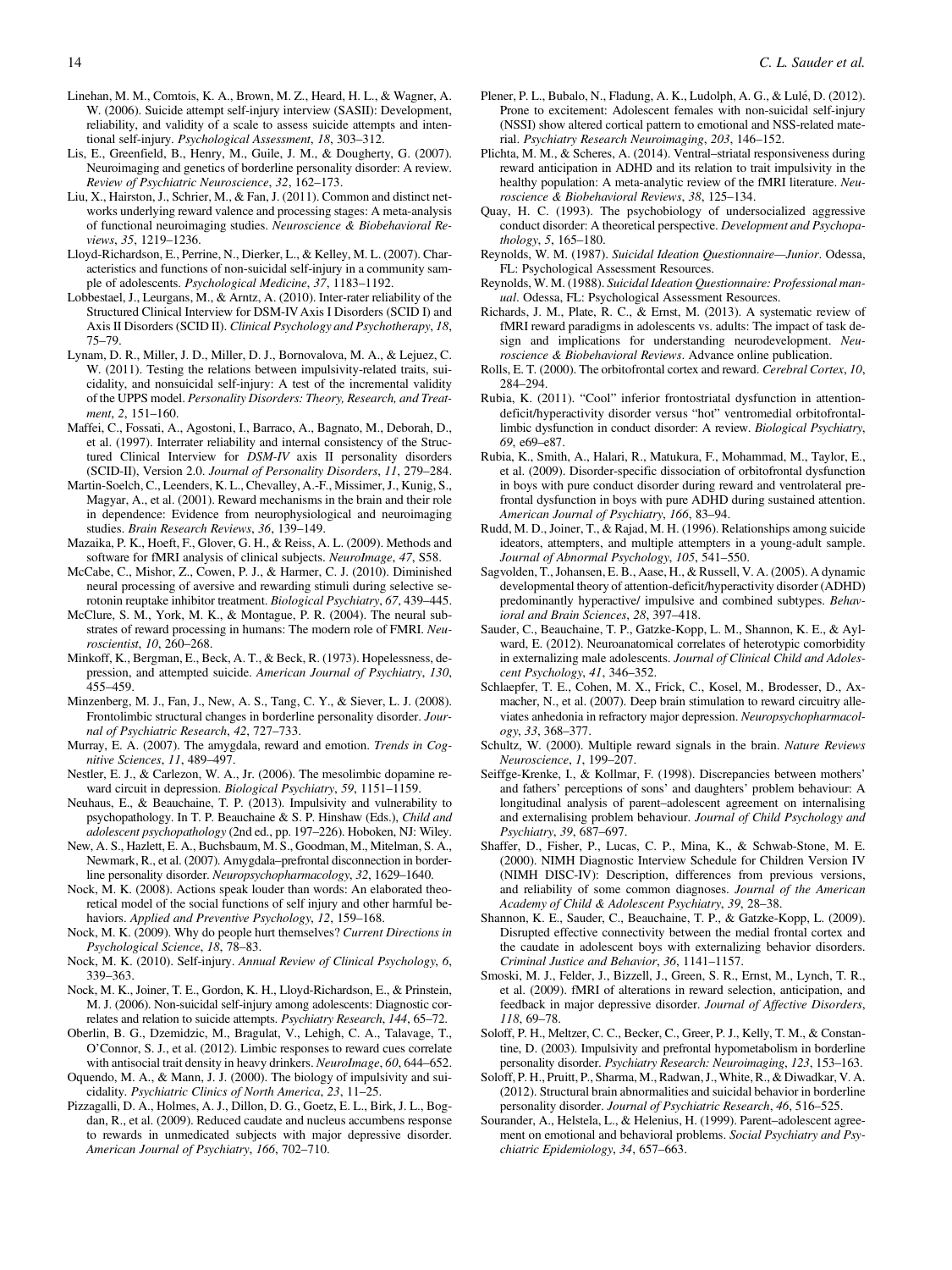Linehan, M. M., Comtois, K. A., Brown, M. Z., Heard, H. L., & Wagner, A. W. (2006). Suicide attempt self-injury interview (SASII): Development, reliability, and validity of a scale to assess suicide attempts and intentional self-injury. *Psychological Assessment*, *18*, 303–312.

Lis, E., Greenfield, B., Henry, M., Guile, J. M., & Dougherty, G. (2007). Neuroimaging and genetics of borderline personality disorder: A review. *Review of Psychiatric Neuroscience*, *32*, 162–173.

Liu, X., Hairston, J., Schrier, M., & Fan, J. (2011). Common and distinct networks underlying reward valence and processing stages: A meta-analysis of functional neuroimaging studies. *Neuroscience & Biobehavioral Reviews*, *35*, 1219–1236.

Lloyd-Richardson, E., Perrine, N., Dierker, L., & Kelley, M. L. (2007). Characteristics and functions of non-suicidal self-injury in a community sample of adolescents. *Psychological Medicine*, *37*, 1183–1192.

Lobbestael, J., Leurgans, M., & Arntz, A. (2010). Inter-rater reliability of the Structured Clinical Interview for DSM-IV Axis I Disorders (SCID I) and Axis II Disorders (SCID II). *Clinical Psychology and Psychotherapy*, *18*, 75–79.

Lynam, D. R., Miller, J. D., Miller, D. J., Bornovalova, M. A., & Lejuez, C. W. (2011). Testing the relations between impulsivity-related traits, suicidality, and nonsuicidal self-injury: A test of the incremental validity of the UPPS model. *Personality Disorders: Theory, Research, and Treatment*, *2*, 151–160.

Maffei, C., Fossati, A., Agostoni, I., Barraco, A., Bagnato, M., Deborah, D., et al. (1997). Interrater reliability and internal consistency of the Structured Clinical Interview for *DSM-IV* axis II personality disorders (SCID-II), Version 2.0. *Journal of Personality Disorders*, *11*, 279–284.

Martin-Soelch, C., Leenders, K. L., Chevalley, A.-F., Missimer, J., Kunig, S., Magyar, A., et al. (2001). Reward mechanisms in the brain and their role in dependence: Evidence from neurophysiological and neuroimaging studies. *Brain Research Reviews*, *36*, 139–149.

Mazaika, P. K., Hoeft, F., Glover, G. H., & Reiss, A. L. (2009). Methods and software for fMRI analysis of clinical subjects. *NeuroImage*, *47*, S58.

McCabe, C., Mishor, Z., Cowen, P. J., & Harmer, C. J. (2010). Diminished neural processing of aversive and rewarding stimuli during selective serotonin reuptake inhibitor treatment. *Biological Psychiatry*, *67*, 439–445.

McClure, S. M., York, M. K., & Montague, P. R. (2004). The neural substrates of reward processing in humans: The modern role of FMRI. *Neuroscientist*, *10*, 260–268.

Minkoff, K., Bergman, E., Beck, A. T., & Beck, R. (1973). Hopelessness, depression, and attempted suicide. *American Journal of Psychiatry*, *130*, 455–459.

Minzenberg, M. J., Fan, J., New, A. S., Tang, C. Y., & Siever, L. J. (2008). Frontolimbic structural changes in borderline personality disorder. *Journal of Psychiatric Research*, *42*, 727–733.

Murray, E. A. (2007). The amygdala, reward and emotion. *Trends in Cognitive Sciences*, *11*, 489–497.

Nestler, E. J., & Carlezon, W. A., Jr. (2006). The mesolimbic dopamine reward circuit in depression. *Biological Psychiatry*, *59*, 1151–1159.

Neuhaus, E., & Beauchaine, T. P. (2013). Impulsivity and vulnerability to psychopathology. In T. P. Beauchaine & S. P. Hinshaw (Eds.), *Child and adolescent psychopathology* (2nd ed., pp. 197–226). Hoboken, NJ: Wiley.

New, A. S., Hazlett, E. A., Buchsbaum, M. S., Goodman, M., Mitelman, S. A., Newmark, R., et al. (2007). Amygdala–prefrontal disconnection in borderline personality disorder. *Neuropsychopharmacology*, *32*, 1629–1640.

Nock, M. K. (2008). Actions speak louder than words: An elaborated theoretical model of the social functions of self injury and other harmful behaviors. *Applied and Preventive Psychology*, *12*, 159–168.

Nock, M. K. (2009). Why do people hurt themselves? *Current Directions in Psychological Science*, *18*, 78–83.

Nock, M. K. (2010). Self-injury. *Annual Review of Clinical Psychology*, *6*, 339–363.

Nock, M. K., Joiner, T. E., Gordon, K. H., Lloyd-Richardson, E., & Prinstein, M. J. (2006). Non-suicidal self-injury among adolescents: Diagnostic correlates and relation to suicide attempts. *Psychiatry Research*, *144*, 65–72.

Oberlin, B. G., Dzemidzic, M., Bragulat, V., Lehigh, C. A., Talavage, T., O'Connor, S. J., et al. (2012). Limbic responses to reward cues correlate with antisocial trait density in heavy drinkers. *NeuroImage*, *60*, 644–652.

Oquendo, M. A., & Mann, J. J. (2000). The biology of impulsivity and suicidality. *Psychiatric Clinics of North America*, *23*, 11–25.

Pizzagalli, D. A., Holmes, A. J., Dillon, D. G., Goetz, E. L., Birk, J. L., Bogdan, R., et al. (2009). Reduced caudate and nucleus accumbens response to rewards in unmedicated subjects with major depressive disorder. *American Journal of Psychiatry*, *166*, 702–710.

Plener, P. L., Bubalo, N., Fladung, A. K., Ludolph, A. G., & Lulé, D. (2012). Prone to excitement: Adolescent females with non-suicidal self-injury (NSSI) show altered cortical pattern to emotional and NSS-related material. *Psychiatry Research Neuroimaging*, *203*, 146–152.

Plichta, M. M., & Scheres, A. (2014). Ventral–striatal responsiveness during reward anticipation in ADHD and its relation to trait impulsivity in the healthy population: A meta-analytic review of the fMRI literature. *Neuroscience & Biobehavioral Reviews*, *38*, 125–134.

Quay, H. C. (1993). The psychobiology of undersocialized aggressive conduct disorder: A theoretical perspective. *Development and Psychopathology*, *5*, 165–180.

Reynolds, W. M. (1987). *Suicidal Ideation Questionnaire—Junior*. Odessa, FL: Psychological Assessment Resources.

Reynolds, W. M. (1988). *Suicidal Ideation Questionnaire: Professional manual*. Odessa, FL: Psychological Assessment Resources.

Richards, J. M., Plate, R. C., & Ernst, M. (2013). A systematic review of fMRI reward paradigms in adolescents vs. adults: The impact of task design and implications for understanding neurodevelopment. *Neuroscience & Biobehavioral Reviews*. Advance online publication.

Rolls, E. T. (2000). The orbitofrontal cortex and reward. *Cerebral Cortex*, *10*, 284–294.

Rubia, K. (2011). "Cool" inferior frontostriatal dysfunction in attention-deficit/hyperactivity disorder versus "hot" ventromedial orbitofrontal-limbic dysfunction in conduct disorder: A review. *Biological Psychiatry*, *69*, e69–e87.

Rubia, K., Smith, A., Halari, R., Matukura, F., Mohammad, M., Taylor, E., et al. (2009). Disorder-specific dissociation of orbitofrontal dysfunction in boys with pure conduct disorder during reward and ventrolateral prefrontal dysfunction in boys with pure ADHD during sustained attention. *American Journal of Psychiatry*, *166*, 83–94.

Rudd, M. D., Joiner, T., & Rajad, M. H. (1996). Relationships among suicide ideators, attempters, and multiple attempters in a young-adult sample. *Journal of Abnormal Psychology*, *105*, 541–550.

Sagvolden, T., Johansen, E. B., Aase, H., & Russell, V. A. (2005). A dynamic developmental theory of attention-deficit/hyperactivity disorder (ADHD) predominantly hyperactive/ impulsive and combined subtypes. *Behavioral and Brain Sciences*, *28*, 397–418.

Sauder, C., Beauchaine, T. P., Gatzke-Kopp, L. M., Shannon, K. E., & Aylward, E. (2012). Neuroanatomical correlates of heterotypic comorbidity in externalizing male adolescents. *Journal of Clinical Child and Adolescent Psychology*, *41*, 346–352.

Schlaepfer, T. E., Cohen, M. X., Frick, C., Kosel, M., Brodesser, D., Axmacher, N., et al. (2007). Deep brain stimulation to reward circuitry alleviates anhedonia in refractory major depression. *Neuropsychopharmacology*, *33*, 368–377.

Schultz, W. (2000). Multiple reward signals in the brain. *Nature Reviews Neuroscience*, *1*, 199–207.

Seiffge-Krenke, I., & Kollmar, F. (1998). Discrepancies between mothers' and fathers' perceptions of sons' and daughters' problem behaviour: A longitudinal analysis of parent–adolescent agreement on internalising and externalising problem behaviour. *Journal of Child Psychology and Psychiatry*, *39*, 687–697.

Shaffer, D., Fisher, P., Lucas, C. P., Mina, K., & Schwab-Stone, M. E. (2000). NIMH Diagnostic Interview Schedule for Children Version IV (NIMH DISC-IV): Description, differences from previous versions, and reliability of some common diagnoses. *Journal of the American Academy of Child & Adolescent Psychiatry*, *39*, 28–38.

Shannon, K. E., Sauder, C., Beauchaine, T. P., & Gatzke-Kopp, L. (2009). Disrupted effective connectivity between the medial frontal cortex and the caudate in adolescent boys with externalizing behavior disorders. *Criminal Justice and Behavior*, *36*, 1141–1157.

Smoski, M. J., Felder, J., Bizzell, J., Green, S. R., Ernst, M., Lynch, T. R., et al. (2009). fMRI of alterations in reward selection, anticipation, and feedback in major depressive disorder. *Journal of Affective Disorders*, *118*, 69–78.

Soloff, P. H., Meltzer, C. C., Becker, C., Greer, P. J., Kelly, T. M., & Constantine, D. (2003). Impulsivity and prefrontal hypometabolism in borderline personality disorder. *Psychiatry Research: Neuroimaging*, *123*, 153–163.

Soloff, P. H., Pruitt, P., Sharma, M., Radwan, J., White, R., & Diwadkar, V. A. (2012). Structural brain abnormalities and suicidal behavior in borderline personality disorder. *Journal of Psychiatric Research*, *46*, 516–525.

Sourander, A., Helstela, L., & Helenius, H. (1999). Parent–adolescent agreement on emotional and behavioral problems. *Social Psychiatry and Psychiatric Epidemiology*, *34*, 657–663.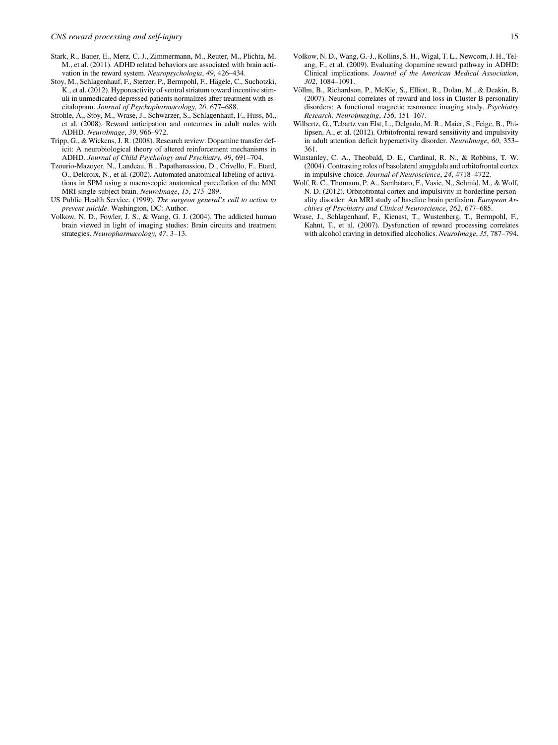Stark, R., Bauer, E., Merz, C. J., Zimmermann, M., Reuter, M., Plichta, M. M., et al. (2011). ADHD related behaviors are associated with brain activation in the reward system. *Neuropsychologia*, *49*, 426–434.

Stoy, M., Schlagenhauf, F., Sterzer, P., Bermpohl, F., Hägele, C., Suchotzki, K., et al. (2012). Hyporeactivity of ventral striatum toward incentive stimuli in unmedicated depressed patients normalizes after treatment with escitalopram. *Journal of Psychopharmacology*, *26*, 677–688.

Strohle, A., Stoy, M., Wrase, J., Schwarzer, S., Schlagenhauf, F., Huss, M., et al. (2008). Reward anticipation and outcomes in adult males with ADHD. *NeuroImage*, *39*, 966–972.

Tripp, G., & Wickens, J. R. (2008). Research review: Dopamine transfer deficit: A neurobiological theory of altered reinforcement mechanisms in ADHD. *Journal of Child Psychology and Psychiatry*, *49*, 691–704.

Tzourio-Mazoyer, N., Landeau, B., Papathanassiou, D., Crivello, F., Etard, O., Delcroix, N., et al. (2002). Automated anatomical labeling of activations in SPM using a macroscopic anatomical parcellation of the MNI MRI single-subject brain. *NeuroImage*, *15*, 273–289.

US Public Health Service. (1999). *The surgeon general's call to action to prevent suicide*. Washington, DC: Author.

Volkow, N. D., Fowler, J. S., & Wang, G. J. (2004). The addicted human brain viewed in light of imaging studies: Brain circuits and treatment strategies. *Neuropharmacology*, *47*, 3–13.

Volkow, N. D., Wang, G.-J., Kollins, S. H., Wigal, T. L., Newcorn, J. H., Telang, F., et al. (2009). Evaluating dopamine reward pathway in ADHD: Clinical implications. *Journal of the American Medical Association*, *302*, 1084–1091.

Völlm, B., Richardson, P., McKie, S., Elliott, R., Dolan, M., & Deakin, B. (2007). Neuronal correlates of reward and loss in Cluster B personality disorders: A functional magnetic resonance imaging study. *Psychiatry Research: Neuroimaging*, *156*, 151–167.

Wilbertz, G., Tebartz van Elst, L., Delgado, M. R., Maier, S., Feige, B., Philipsen, A., et al. (2012). Orbitofrontal reward sensitivity and impulsivity in adult attention deficit hyperactivity disorder. *NeuroImage*, *60*, 353–361.

Winstanley, C. A., Theobald, D. E., Cardinal, R. N., & Robbins, T. W. (2004). Contrasting roles of basolateral amygdala and orbitofrontal cortex in impulsive choice. *Journal of Neuroscience*, *24*, 4718–4722.

Wolf, R. C., Thomann, P. A., Sambataro, F., Vasic, N., Schmid, M., & Wolf, N. D. (2012). Orbitofrontal cortex and impulsivity in borderline personality disorder: An MRI study of baseline brain perfusion. *European Archives of Psychiatry and Clinical Neuroscience*, *262*, 677–685.

Wrase, J., Schlagenhauf, F., Kienast, T., Wustenberg, T., Bermpohl, F., Kahnt, T., et al. (2007). Dysfunction of reward processing correlates with alcohol craving in detoxified alcoholics. *NeuroImage*, *35*, 787–794.